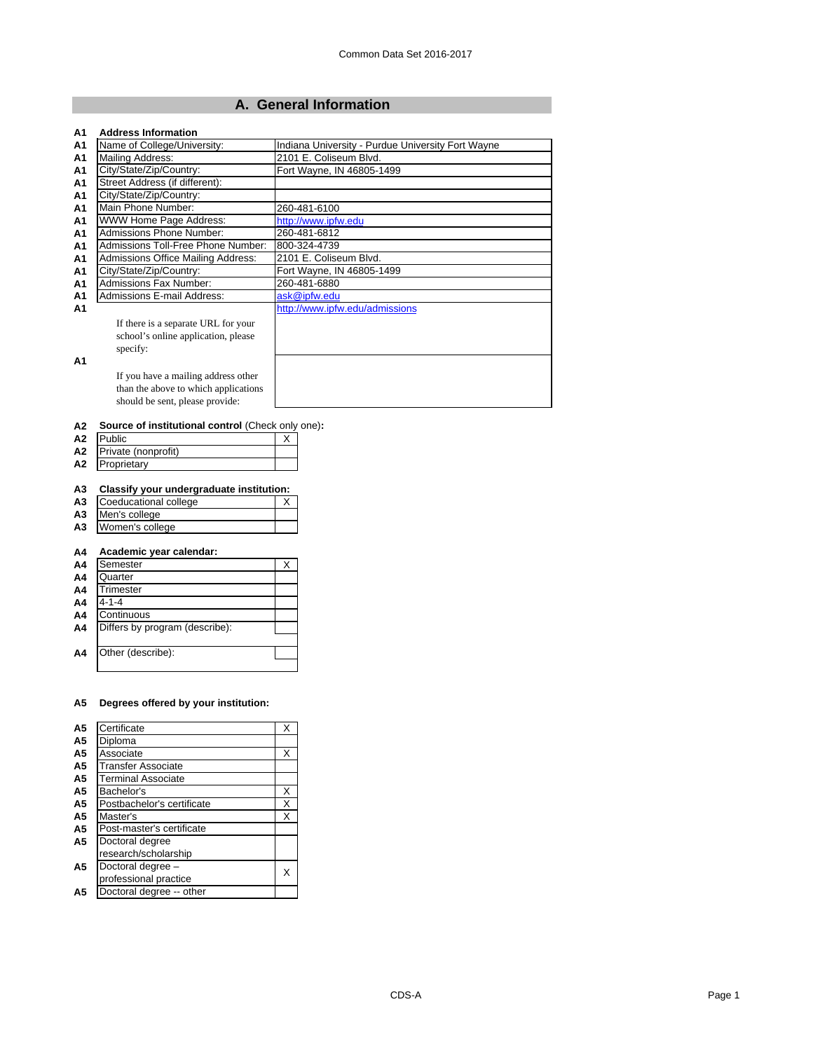## A. General Information

| | | |
|---|---|---|
| A1 | **Address Information** | |
| A1 | Name of College/University: | Indiana University - Purdue University Fort Wayne |
| A1 | Mailing Address: | 2101 E. Coliseum Blvd. |
| A1 | City/State/Zip/Country: | Fort Wayne, IN 46805-1499 |
| A1 | Street Address (if different): | |
| A1 | City/State/Zip/Country: | |
| A1 | Main Phone Number: | 260-481-6100 |
| A1 | WWW Home Page Address: | http://www.ipfw.edu |
| A1 | Admissions Phone Number: | 260-481-6812 |
| A1 | Admissions Toll-Free Phone Number: | 800-324-4739 |
| A1 | Admissions Office Mailing Address: | 2101 E. Coliseum Blvd. |
| A1 | City/State/Zip/Country: | Fort Wayne, IN 46805-1499 |
| A1 | Admissions Fax Number: | 260-481-6880 |
| A1 | Admissions E-mail Address: | ask@ipfw.edu |
| A1 | If there is a separate URL for your school's online application, please specify: | http://www.ipfw.edu/admissions |
| A1 | If you have a mailing address other than the above to which applications should be sent, please provide: | |

**A2 Source of institutional control** (Check only one)**:**

| | | |
|---|---|---|
| A2 | Public | X |
| A2 | Private (nonprofit) | |
| A2 | Proprietary | |

**A3 Classify your undergraduate institution:**

| | | |
|---|---|---|
| A3 | Coeducational college | X |
| A3 | Men's college | |
| A3 | Women's college | |

**A4 Academic year calendar:**

| | | |
|---|---|---|
| A4 | Semester | X |
| A4 | Quarter | |
| A4 | Trimester | |
| A4 | 4-1-4 | |
| A4 | Continuous | |
| A4 | Differs by program (describe): | |
| A4 | Other (describe): | |

**A5 Degrees offered by your institution:**

| | | |
|---|---|---|
| A5 | Certificate | X |
| A5 | Diploma | |
| A5 | Associate | X |
| A5 | Transfer Associate | |
| A5 | Terminal Associate | |
| A5 | Bachelor's | X |
| A5 | Postbachelor's certificate | X |
| A5 | Master's | X |
| A5 | Post-master's certificate | |
| A5 | Doctoral degree research/scholarship | |
| A5 | Doctoral degree – professional practice | X |
| A5 | Doctoral degree -- other | |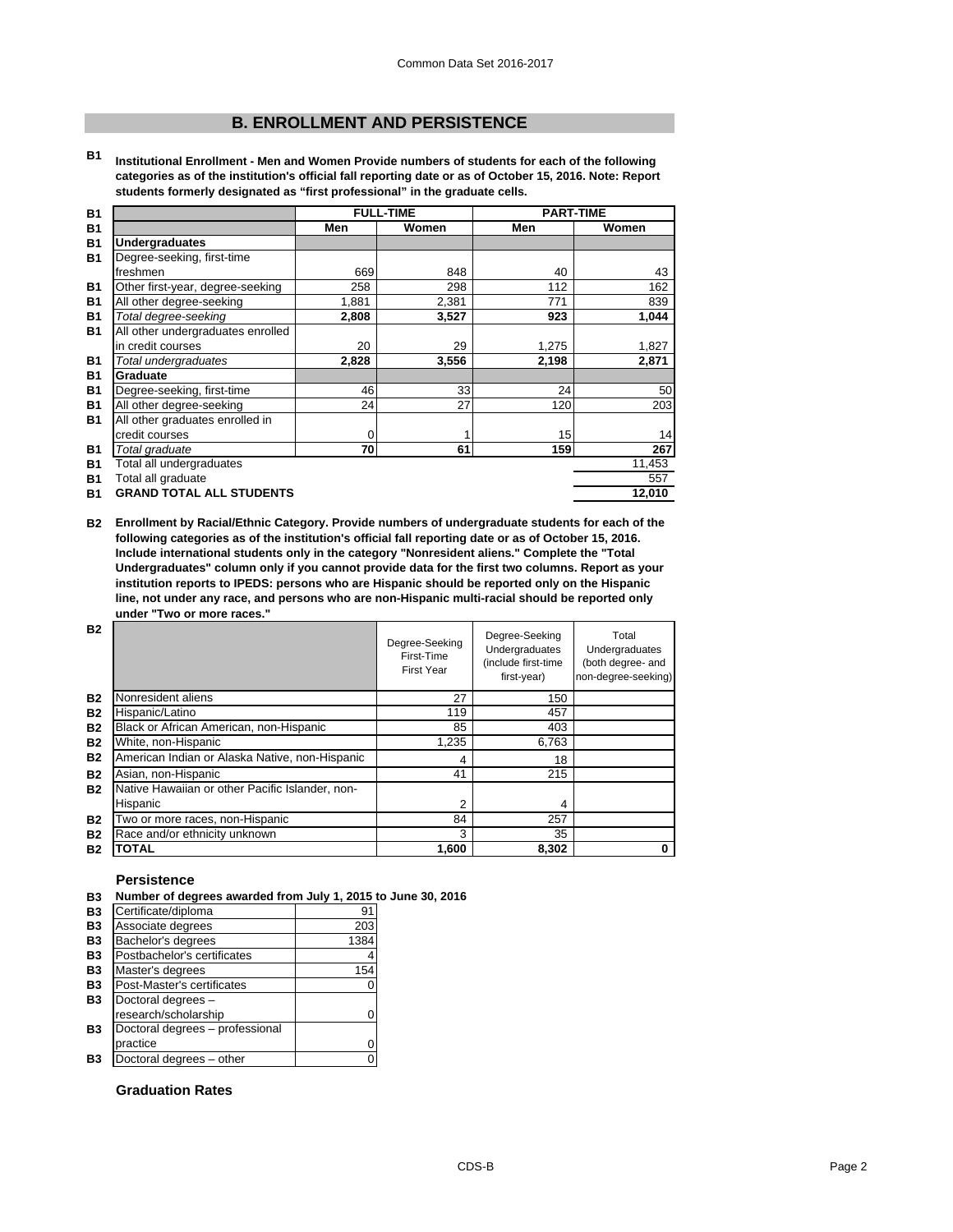## B. ENROLLMENT AND PERSISTENCE

**B1 Institutional Enrollment - Men and Women Provide numbers of students for each of the following categories as of the institution's official fall reporting date or as of October 15, 2016. Note: Report students formerly designated as "first professional" in the graduate cells.**

| | | FULL-TIME | | PART-TIME | |
|---|---|---|---|---|---|
| | | Men | Women | Men | Women |
| B1 | **Undergraduates** | | | | |
| B1 | Degree-seeking, first-time freshmen | 669 | 848 | 40 | 43 |
| B1 | Other first-year, degree-seeking | 258 | 298 | 112 | 162 |
| B1 | All other degree-seeking | 1,881 | 2,381 | 771 | 839 |
| B1 | *Total degree-seeking* | **2,808** | **3,527** | **923** | **1,044** |
| B1 | All other undergraduates enrolled in credit courses | 20 | 29 | 1,275 | 1,827 |
| B1 | *Total undergraduates* | **2,828** | **3,556** | **2,198** | **2,871** |
| B1 | **Graduate** | | | | |
| B1 | Degree-seeking, first-time | 46 | 33 | 24 | 50 |
| B1 | All other degree-seeking | 24 | 27 | 120 | 203 |
| B1 | All other graduates enrolled in credit courses | 0 | 1 | 15 | 14 |
| B1 | *Total graduate* | **70** | **61** | **159** | **267** |
| B1 | Total all undergraduates | | | | 11,453 |
| B1 | Total all graduate | | | | 557 |
| B1 | **GRAND TOTAL ALL STUDENTS** | | | | **12,010** |

**B2 Enrollment by Racial/Ethnic Category. Provide numbers of undergraduate students for each of the following categories as of the institution's official fall reporting date or as of October 15, 2016. Include international students only in the category "Nonresident aliens." Complete the "Total Undergraduates" column only if you cannot provide data for the first two columns. Report as your institution reports to IPEDS: persons who are Hispanic should be reported only on the Hispanic line, not under any race, and persons who are non-Hispanic multi-racial should be reported only under "Two or more races."**

| | | Degree-Seeking First-Time First Year | Degree-Seeking Undergraduates (include first-time first-year) | Total Undergraduates (both degree- and non-degree-seeking) |
|---|---|---|---|---|
| B2 | Nonresident aliens | 27 | 150 | |
| B2 | Hispanic/Latino | 119 | 457 | |
| B2 | Black or African American, non-Hispanic | 85 | 403 | |
| B2 | White, non-Hispanic | 1,235 | 6,763 | |
| B2 | American Indian or Alaska Native, non-Hispanic | 4 | 18 | |
| B2 | Asian, non-Hispanic | 41 | 215 | |
| B2 | Native Hawaiian or other Pacific Islander, non-Hispanic | 2 | 4 | |
| B2 | Two or more races, non-Hispanic | 84 | 257 | |
| B2 | Race and/or ethnicity unknown | 3 | 35 | |
| B2 | **TOTAL** | **1,600** | **8,302** | **0** |

### Persistence

**B3 Number of degrees awarded from July 1, 2015 to June 30, 2016**

| | | |
|---|---|---|
| B3 | Certificate/diploma | 91 |
| B3 | Associate degrees | 203 |
| B3 | Bachelor's degrees | 1384 |
| B3 | Postbachelor's certificates | 4 |
| B3 | Master's degrees | 154 |
| B3 | Post-Master's certificates | 0 |
| B3 | Doctoral degrees – research/scholarship | 0 |
| B3 | Doctoral degrees – professional practice | 0 |
| B3 | Doctoral degrees – other | 0 |

### Graduation Rates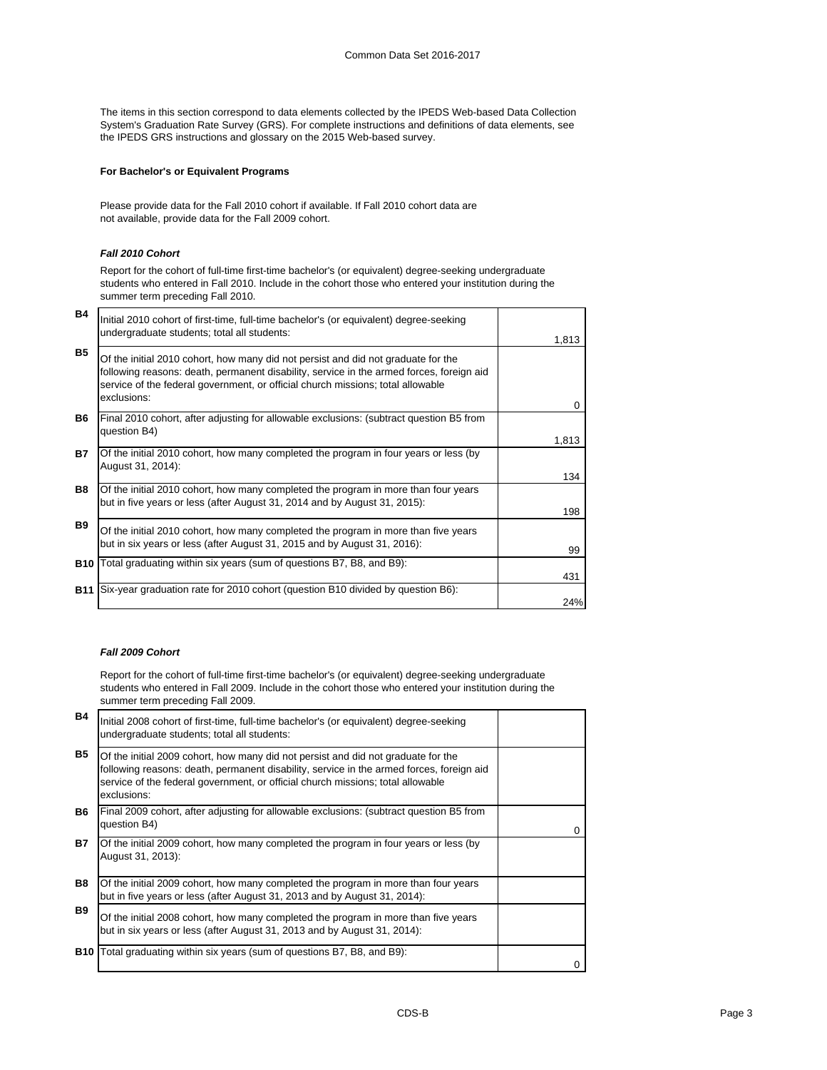The items in this section correspond to data elements collected by the IPEDS Web-based Data Collection System's Graduation Rate Survey (GRS). For complete instructions and definitions of data elements, see the IPEDS GRS instructions and glossary on the 2015 Web-based survey.

**For Bachelor's or Equivalent Programs**

Please provide data for the Fall 2010 cohort if available. If Fall 2010 cohort data are not available, provide data for the Fall 2009 cohort.

***Fall 2010 Cohort***

Report for the cohort of full-time first-time bachelor's (or equivalent) degree-seeking undergraduate students who entered in Fall 2010. Include in the cohort those who entered your institution during the summer term preceding Fall 2010.

| | | |
|---|---|---|
| **B4** | Initial 2010 cohort of first-time, full-time bachelor's (or equivalent) degree-seeking undergraduate students; total all students: | 1,813 |
| **B5** | Of the initial 2010 cohort, how many did not persist and did not graduate for the following reasons: death, permanent disability, service in the armed forces, foreign aid service of the federal government, or official church missions; total allowable exclusions: | 0 |
| **B6** | Final 2010 cohort, after adjusting for allowable exclusions: (subtract question B5 from question B4) | 1,813 |
| **B7** | Of the initial 2010 cohort, how many completed the program in four years or less (by August 31, 2014): | 134 |
| **B8** | Of the initial 2010 cohort, how many completed the program in more than four years but in five years or less (after August 31, 2014 and by August 31, 2015): | 198 |
| **B9** | Of the initial 2010 cohort, how many completed the program in more than five years but in six years or less (after August 31, 2015 and by August 31, 2016): | 99 |
| **B10** | Total graduating within six years (sum of questions B7, B8, and B9): | 431 |
| **B11** | Six-year graduation rate for 2010 cohort (question B10 divided by question B6): | 24% |

***Fall 2009 Cohort***

Report for the cohort of full-time first-time bachelor's (or equivalent) degree-seeking undergraduate students who entered in Fall 2009. Include in the cohort those who entered your institution during the summer term preceding Fall 2009.

| | | |
|---|---|---|
| **B4** | Initial 2008 cohort of first-time, full-time bachelor's (or equivalent) degree-seeking undergraduate students; total all students: | |
| **B5** | Of the initial 2009 cohort, how many did not persist and did not graduate for the following reasons: death, permanent disability, service in the armed forces, foreign aid service of the federal government, or official church missions; total allowable exclusions: | |
| **B6** | Final 2009 cohort, after adjusting for allowable exclusions: (subtract question B5 from question B4) | 0 |
| **B7** | Of the initial 2009 cohort, how many completed the program in four years or less (by August 31, 2013): | |
| **B8** | Of the initial 2009 cohort, how many completed the program in more than four years but in five years or less (after August 31, 2013 and by August 31, 2014): | |
| **B9** | Of the initial 2008 cohort, how many completed the program in more than five years but in six years or less (after August 31, 2013 and by August 31, 2014): | |
| **B10** | Total graduating within six years (sum of questions B7, B8, and B9): | 0 |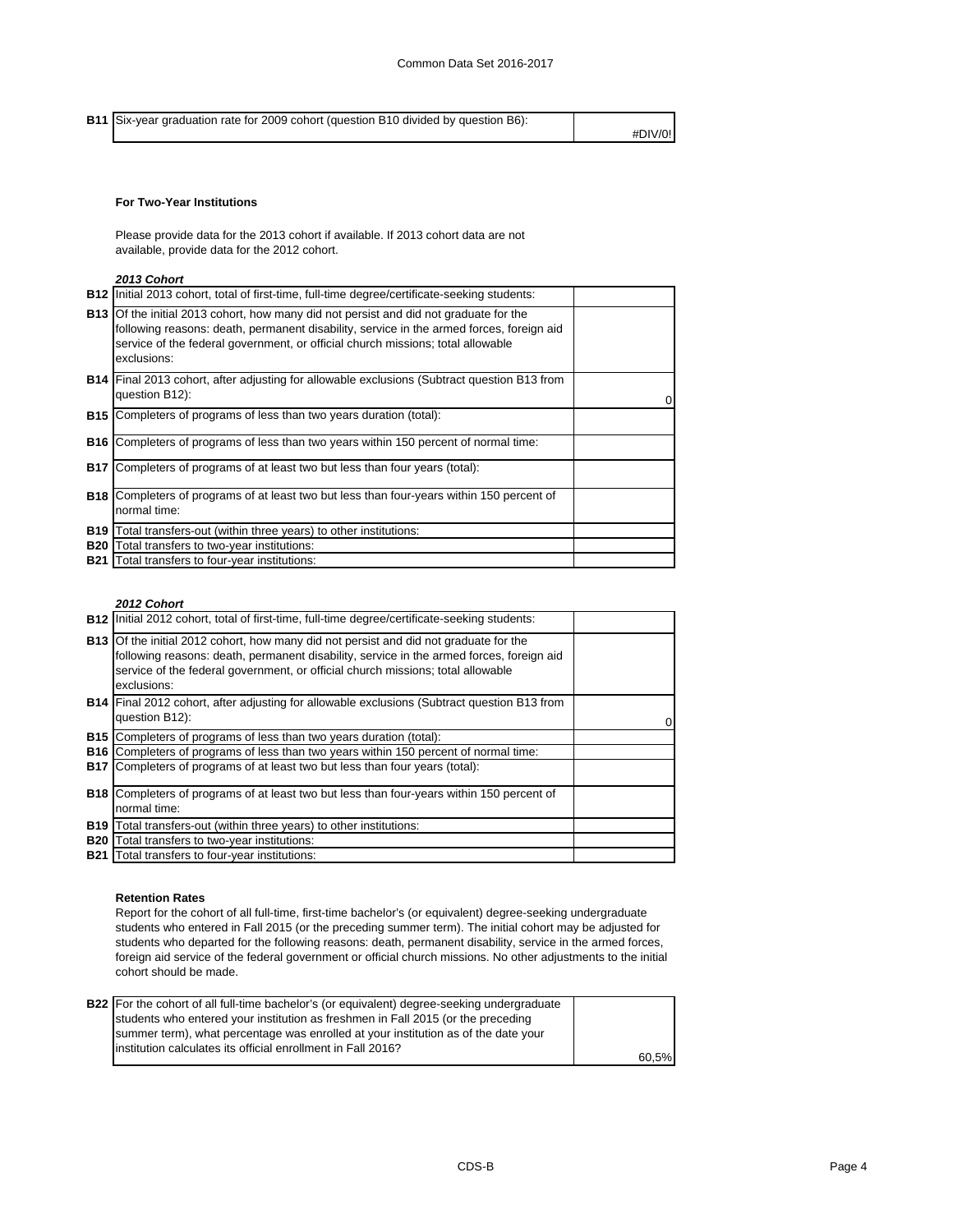| | | |
|---|---|---|
| **B11** | Six-year graduation rate for 2009 cohort (question B10 divided by question B6): | #DIV/0! |

**For Two-Year Institutions**

Please provide data for the 2013 cohort if available. If 2013 cohort data are not available, provide data for the 2012 cohort.

***2013 Cohort***

| | | |
|---|---|---|
| **B12** | Initial 2013 cohort, total of first-time, full-time degree/certificate-seeking students: | |
| **B13** | Of the initial 2013 cohort, how many did not persist and did not graduate for the following reasons: death, permanent disability, service in the armed forces, foreign aid service of the federal government, or official church missions; total allowable exclusions: | |
| **B14** | Final 2013 cohort, after adjusting for allowable exclusions (Subtract question B13 from question B12): | 0 |
| **B15** | Completers of programs of less than two years duration (total): | |
| **B16** | Completers of programs of less than two years within 150 percent of normal time: | |
| **B17** | Completers of programs of at least two but less than four years (total): | |
| **B18** | Completers of programs of at least two but less than four-years within 150 percent of normal time: | |
| **B19** | Total transfers-out (within three years) to other institutions: | |
| **B20** | Total transfers to two-year institutions: | |
| **B21** | Total transfers to four-year institutions: | |

***2012 Cohort***

| | | |
|---|---|---|
| **B12** | Initial 2012 cohort, total of first-time, full-time degree/certificate-seeking students: | |
| **B13** | Of the initial 2012 cohort, how many did not persist and did not graduate for the following reasons: death, permanent disability, service in the armed forces, foreign aid service of the federal government, or official church missions; total allowable exclusions: | |
| **B14** | Final 2012 cohort, after adjusting for allowable exclusions (Subtract question B13 from question B12): | 0 |
| **B15** | Completers of programs of less than two years duration (total): | |
| **B16** | Completers of programs of less than two years within 150 percent of normal time: | |
| **B17** | Completers of programs of at least two but less than four years (total): | |
| **B18** | Completers of programs of at least two but less than four-years within 150 percent of normal time: | |
| **B19** | Total transfers-out (within three years) to other institutions: | |
| **B20** | Total transfers to two-year institutions: | |
| **B21** | Total transfers to four-year institutions: | |

**Retention Rates**

Report for the cohort of all full-time, first-time bachelor's (or equivalent) degree-seeking undergraduate students who entered in Fall 2015 (or the preceding summer term). The initial cohort may be adjusted for students who departed for the following reasons: death, permanent disability, service in the armed forces, foreign aid service of the federal government or official church missions. No other adjustments to the initial cohort should be made.

| | | |
|---|---|---|
| **B22** | For the cohort of all full-time bachelor's (or equivalent) degree-seeking undergraduate students who entered your institution as freshmen in Fall 2015 (or the preceding summer term), what percentage was enrolled at your institution as of the date your institution calculates its official enrollment in Fall 2016? | 60,5% |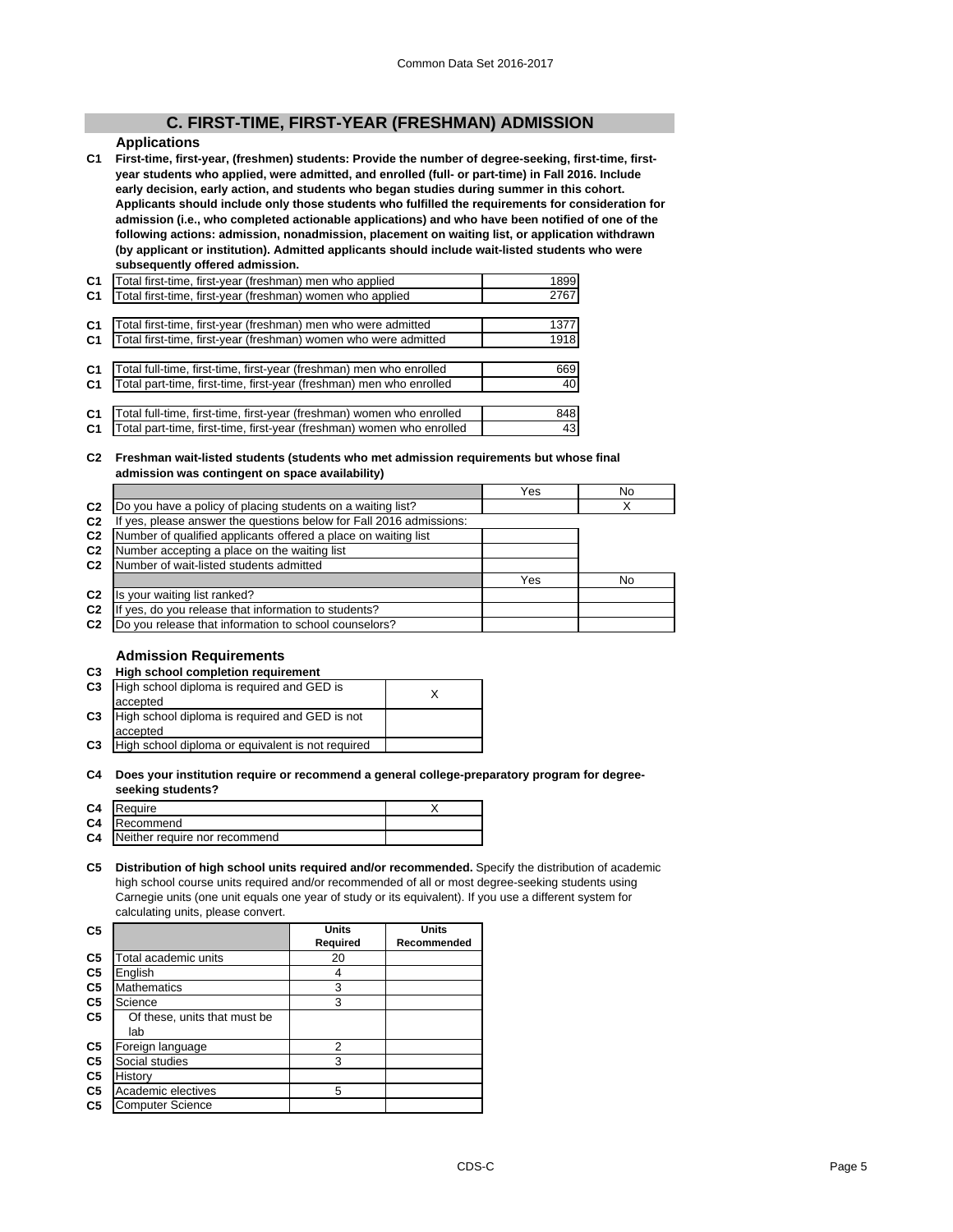## C. FIRST-TIME, FIRST-YEAR (FRESHMAN) ADMISSION

### Applications

**C1 First-time, first-year, (freshmen) students: Provide the number of degree-seeking, first-time, first-year students who applied, were admitted, and enrolled (full- or part-time) in Fall 2016. Include early decision, early action, and students who began studies during summer in this cohort. Applicants should include only those students who fulfilled the requirements for consideration for admission (i.e., who completed actionable applications) and who have been notified of one of the following actions: admission, nonadmission, placement on waiting list, or application withdrawn (by applicant or institution). Admitted applicants should include wait-listed students who were subsequently offered admission.**

| | | |
|---|---|---|
| C1 | Total first-time, first-year (freshman) men who applied | 1899 |
| C1 | Total first-time, first-year (freshman) women who applied | 2767 |
| C1 | Total first-time, first-year (freshman) men who were admitted | 1377 |
| C1 | Total first-time, first-year (freshman) women who were admitted | 1918 |
| C1 | Total full-time, first-time, first-year (freshman) men who enrolled | 669 |
| C1 | Total part-time, first-time, first-year (freshman) men who enrolled | 40 |
| C1 | Total full-time, first-time, first-year (freshman) women who enrolled | 848 |
| C1 | Total part-time, first-time, first-year (freshman) women who enrolled | 43 |

**C2 Freshman wait-listed students (students who met admission requirements but whose final admission was contingent on space availability)**

| | | Yes | No |
|---|---|---|---|
| C2 | Do you have a policy of placing students on a waiting list? | | X |
| C2 | If yes, please answer the questions below for Fall 2016 admissions: | | |
| C2 | Number of qualified applicants offered a place on waiting list | | |
| C2 | Number accepting a place on the waiting list | | |
| C2 | Number of wait-listed students admitted | | |
| | | Yes | No |
| C2 | Is your waiting list ranked? | | |
| C2 | If yes, do you release that information to students? | | |
| C2 | Do you release that information to school counselors? | | |

### Admission Requirements

**C3 High school completion requirement**

| | | |
|---|---|---|
| C3 | High school diploma is required and GED is accepted | X |
| C3 | High school diploma is required and GED is not accepted | |
| C3 | High school diploma or equivalent is not required | |

**C4 Does your institution require or recommend a general college-preparatory program for degree-seeking students?**

| | | |
|---|---|---|
| C4 | Require | X |
| C4 | Recommend | |
| C4 | Neither require nor recommend | |

**C5 Distribution of high school units required and/or recommended.** Specify the distribution of academic high school course units required and/or recommended of all or most degree-seeking students using Carnegie units (one unit equals one year of study or its equivalent). If you use a different system for calculating units, please convert.

| C5 | | Units Required | Units Recommended |
|---|---|---|---|
| C5 | Total academic units | 20 | |
| C5 | English | 4 | |
| C5 | Mathematics | 3 | |
| C5 | Science | 3 | |
| C5 | Of these, units that must be lab | | |
| C5 | Foreign language | 2 | |
| C5 | Social studies | 3 | |
| C5 | History | | |
| C5 | Academic electives | 5 | |
| C5 | Computer Science | | |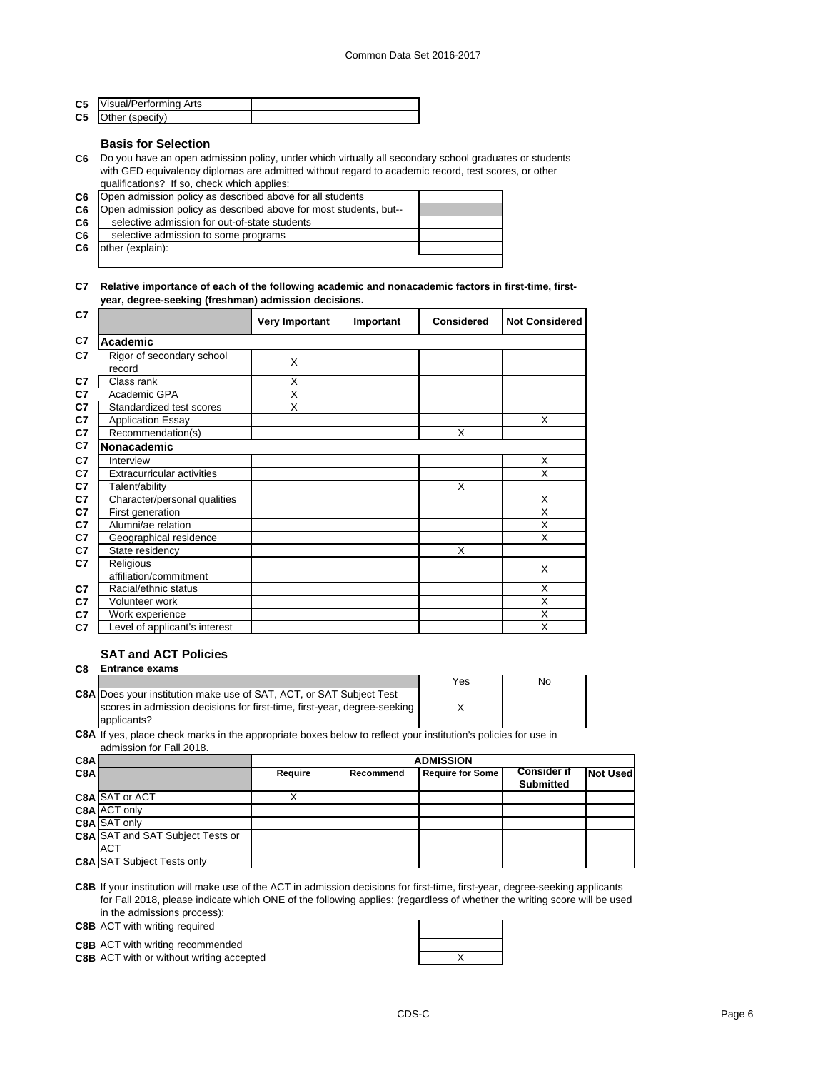| | | | |
|---|---|---|---|
| C5 | Visual/Performing Arts | | |
| C5 | Other (specify) | | |

### Basis for Selection

**C6** Do you have an open admission policy, under which virtually all secondary school graduates or students with GED equivalency diplomas are admitted without regard to academic record, test scores, or other qualifications? If so, check which applies:

| | | |
|---|---|---|
| C6 | Open admission policy as described above for all students | |
| C6 | Open admission policy as described above for most students, but-- | |
| C6 | selective admission for out-of-state students | |
| C6 | selective admission to some programs | |
| C6 | other (explain): | |

**C7 Relative importance of each of the following academic and nonacademic factors in first-time, first-year, degree-seeking (freshman) admission decisions.**

| C7 | | Very Important | Important | Considered | Not Considered |
|---|---|---|---|---|---|
| C7 | **Academic** | | | | |
| C7 | Rigor of secondary school record | X | | | |
| C7 | Class rank | X | | | |
| C7 | Academic GPA | X | | | |
| C7 | Standardized test scores | X | | | |
| C7 | Application Essay | | | | X |
| C7 | Recommendation(s) | | | X | |
| C7 | **Nonacademic** | | | | |
| C7 | Interview | | | | X |
| C7 | Extracurricular activities | | | | X |
| C7 | Talent/ability | | | X | |
| C7 | Character/personal qualities | | | | X |
| C7 | First generation | | | | X |
| C7 | Alumni/ae relation | | | | X |
| C7 | Geographical residence | | | | X |
| C7 | State residency | | | X | |
| C7 | Religious affiliation/commitment | | | | X |
| C7 | Racial/ethnic status | | | | X |
| C7 | Volunteer work | | | | X |
| C7 | Work experience | | | | X |
| C7 | Level of applicant's interest | | | | X |

### SAT and ACT Policies

**C8 Entrance exams**

| | | Yes | No |
|---|---|---|---|
| C8A | Does your institution make use of SAT, ACT, or SAT Subject Test scores in admission decisions for first-time, first-year, degree-seeking applicants? | X | |

**C8A** If yes, place check marks in the appropriate boxes below to reflect your institution's policies for use in admission for Fall 2018.

| C8A | | ADMISSION | | | | |
|---|---|---|---|---|---|---|
| C8A | | Require | Recommend | Require for Some | Consider if Submitted | Not Used |
| C8A | SAT or ACT | X | | | | |
| C8A | ACT only | | | | | |
| C8A | SAT only | | | | | |
| C8A | SAT and SAT Subject Tests or ACT | | | | | |
| C8A | SAT Subject Tests only | | | | | |

**C8B** If your institution will make use of the ACT in admission decisions for first-time, first-year, degree-seeking applicants for Fall 2018, please indicate which ONE of the following applies: (regardless of whether the writing score will be used in the admissions process):

| | | |
|---|---|---|
| C8B | ACT with writing required | |
| C8B | ACT with writing recommended | |
| C8B | ACT with or without writing accepted | X |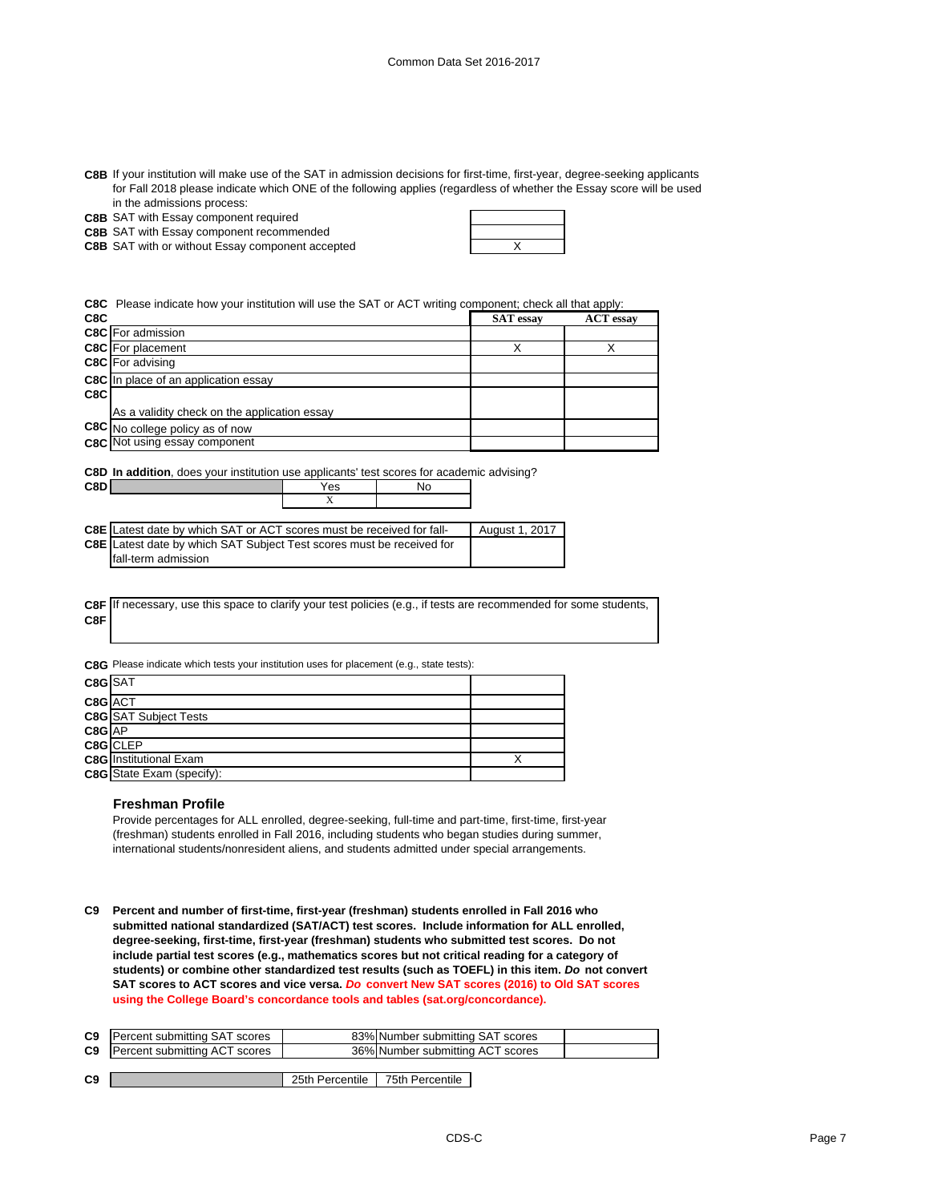**C8B** If your institution will make use of the SAT in admission decisions for first-time, first-year, degree-seeking applicants for Fall 2018 please indicate which ONE of the following applies (regardless of whether the Essay score will be used in the admissions process:

| | | |
|---|---|---|
| C8B | SAT with Essay component required | |
| C8B | SAT with Essay component recommended | |
| C8B | SAT with or without Essay component accepted | X |

**C8C** Please indicate how your institution will use the SAT or ACT writing component; check all that apply:

| C8C | | SAT essay | ACT essay |
|---|---|---|---|
| C8C | For admission | | |
| C8C | For placement | X | X |
| C8C | For advising | | |
| C8C | In place of an application essay | | |
| C8C | As a validity check on the application essay | | |
| C8C | No college policy as of now | | |
| C8C | Not using essay component | | |

**C8D** **In addition**, does your institution use applicants' test scores for academic advising?

| C8D | | Yes | No |
|---|---|---|---|
| | | X | |

| | | |
|---|---|---|
| C8E | Latest date by which SAT or ACT scores must be received for fall- | August 1, 2017 |
| C8E | Latest date by which SAT Subject Test scores must be received for fall-term admission | |

**C8F** If necessary, use this space to clarify your test policies (e.g., if tests are recommended for some students,
**C8F**

**C8G** Please indicate which tests your institution uses for placement (e.g., state tests):

| | | |
|---|---|---|
| C8G | SAT | |
| C8G | ACT | |
| C8G | SAT Subject Tests | |
| C8G | AP | |
| C8G | CLEP | |
| C8G | Institutional Exam | X |
| C8G | State Exam (specify): | |

### Freshman Profile

Provide percentages for ALL enrolled, degree-seeking, full-time and part-time, first-time, first-year (freshman) students enrolled in Fall 2016, including students who began studies during summer, international students/nonresident aliens, and students admitted under special arrangements.

**C9** **Percent and number of first-time, first-year (freshman) students enrolled in Fall 2016 who submitted national standardized (SAT/ACT) test scores. Include information for ALL enrolled, degree-seeking, first-time, first-year (freshman) students who submitted test scores. Do not include partial test scores (e.g., mathematics scores but not critical reading for a category of students) or combine other standardized test results (such as TOEFL) in this item. *Do* not convert SAT scores to ACT scores and vice versa. *Do* convert New SAT scores (2016) to Old SAT scores using the College Board's concordance tools and tables (sat.org/concordance).**

| | | | | |
|---|---|---|---|---|
| C9 | Percent submitting SAT scores | 83% | Number submitting SAT scores | |
| C9 | Percent submitting ACT scores | 36% | Number submitting ACT scores | |

| C9 | | 25th Percentile | 75th Percentile |
|---|---|---|---|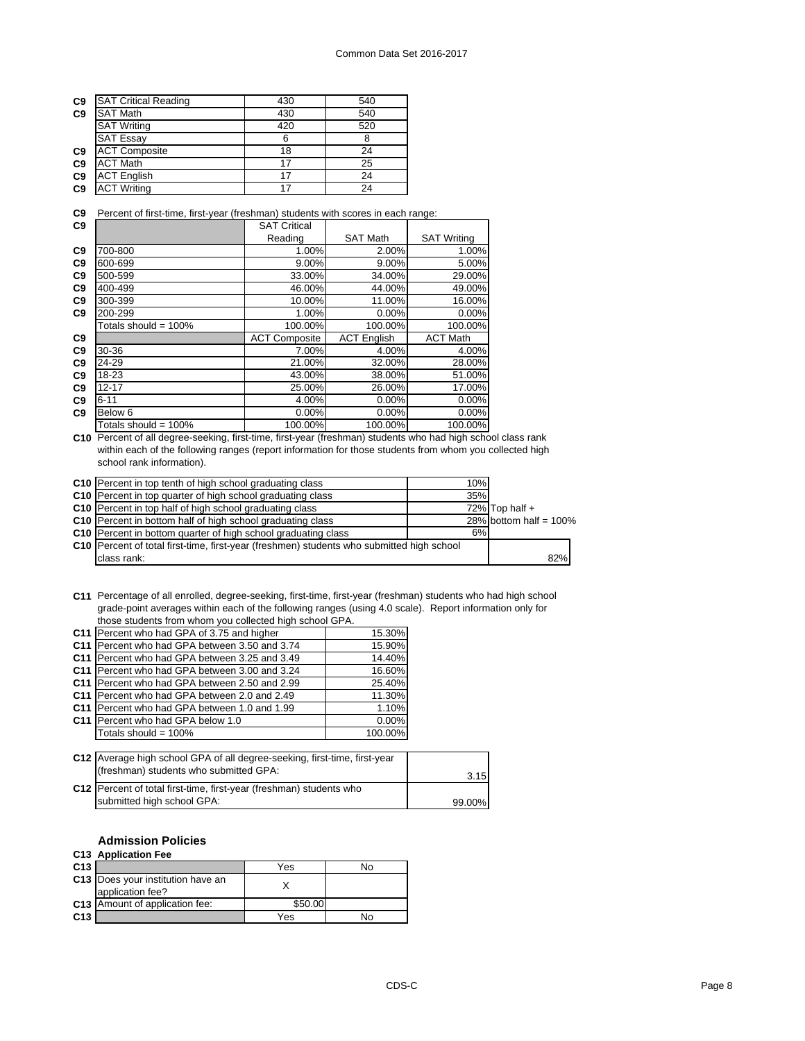| | | | |
|---|---|---|---|
| C9 | SAT Critical Reading | 430 | 540 |
| C9 | SAT Math | 430 | 540 |
| | SAT Writing | 420 | 520 |
| | SAT Essay | 6 | 8 |
| C9 | ACT Composite | 18 | 24 |
| C9 | ACT Math | 17 | 25 |
| C9 | ACT English | 17 | 24 |
| C9 | ACT Writing | 17 | 24 |

**C9** Percent of first-time, first-year (freshman) students with scores in each range:

| | | SAT Critical Reading | SAT Math | SAT Writing |
|---|---|---|---|---|
| C9 | 700-800 | 1.00% | 2.00% | 1.00% |
| C9 | 600-699 | 9.00% | 9.00% | 5.00% |
| C9 | 500-599 | 33.00% | 34.00% | 29.00% |
| C9 | 400-499 | 46.00% | 44.00% | 49.00% |
| C9 | 300-399 | 10.00% | 11.00% | 16.00% |
| C9 | 200-299 | 1.00% | 0.00% | 0.00% |
| | Totals should = 100% | 100.00% | 100.00% | 100.00% |
| C9 | | ACT Composite | ACT English | ACT Math |
| C9 | 30-36 | 7.00% | 4.00% | 4.00% |
| C9 | 24-29 | 21.00% | 32.00% | 28.00% |
| C9 | 18-23 | 43.00% | 38.00% | 51.00% |
| C9 | 12-17 | 25.00% | 26.00% | 17.00% |
| C9 | 6-11 | 4.00% | 0.00% | 0.00% |
| C9 | Below 6 | 0.00% | 0.00% | 0.00% |
| | Totals should = 100% | 100.00% | 100.00% | 100.00% |

**C10** Percent of all degree-seeking, first-time, first-year (freshman) students who had high school class rank within each of the following ranges (report information for those students from whom you collected high school rank information).

| | | | |
|---|---|---|---|
| C10 | Percent in top tenth of high school graduating class | 10% | |
| C10 | Percent in top quarter of high school graduating class | 35% | |
| C10 | Percent in top half of high school graduating class | 72% | Top half + |
| C10 | Percent in bottom half of high school graduating class | 28% | bottom half = 100% |
| C10 | Percent in bottom quarter of high school graduating class | 6% | |
| C10 | Percent of total first-time, first-year (freshmen) students who submitted high school class rank: | | 82% |

**C11** Percentage of all enrolled, degree-seeking, first-time, first-year (freshman) students who had high school grade-point averages within each of the following ranges (using 4.0 scale). Report information only for those students from whom you collected high school GPA.

| | | |
|---|---|---|
| C11 | Percent who had GPA of 3.75 and higher | 15.30% |
| C11 | Percent who had GPA between 3.50 and 3.74 | 15.90% |
| C11 | Percent who had GPA between 3.25 and 3.49 | 14.40% |
| C11 | Percent who had GPA between 3.00 and 3.24 | 16.60% |
| C11 | Percent who had GPA between 2.50 and 2.99 | 25.40% |
| C11 | Percent who had GPA between 2.0 and 2.49 | 11.30% |
| C11 | Percent who had GPA between 1.0 and 1.99 | 1.10% |
| C11 | Percent who had GPA below 1.0 | 0.00% |
| | Totals should = 100% | 100.00% |

| | | |
|---|---|---|
| C12 | Average high school GPA of all degree-seeking, first-time, first-year (freshman) students who submitted GPA: | 3.15 |
| C12 | Percent of total first-time, first-year (freshman) students who submitted high school GPA: | 99.00% |

## Admission Policies

### C13 Application Fee

| | | Yes | No |
|---|---|---|---|
| C13 | Does your institution have an application fee? | X | |
| C13 | Amount of application fee: | $50.00 | |
| C13 | | Yes | No |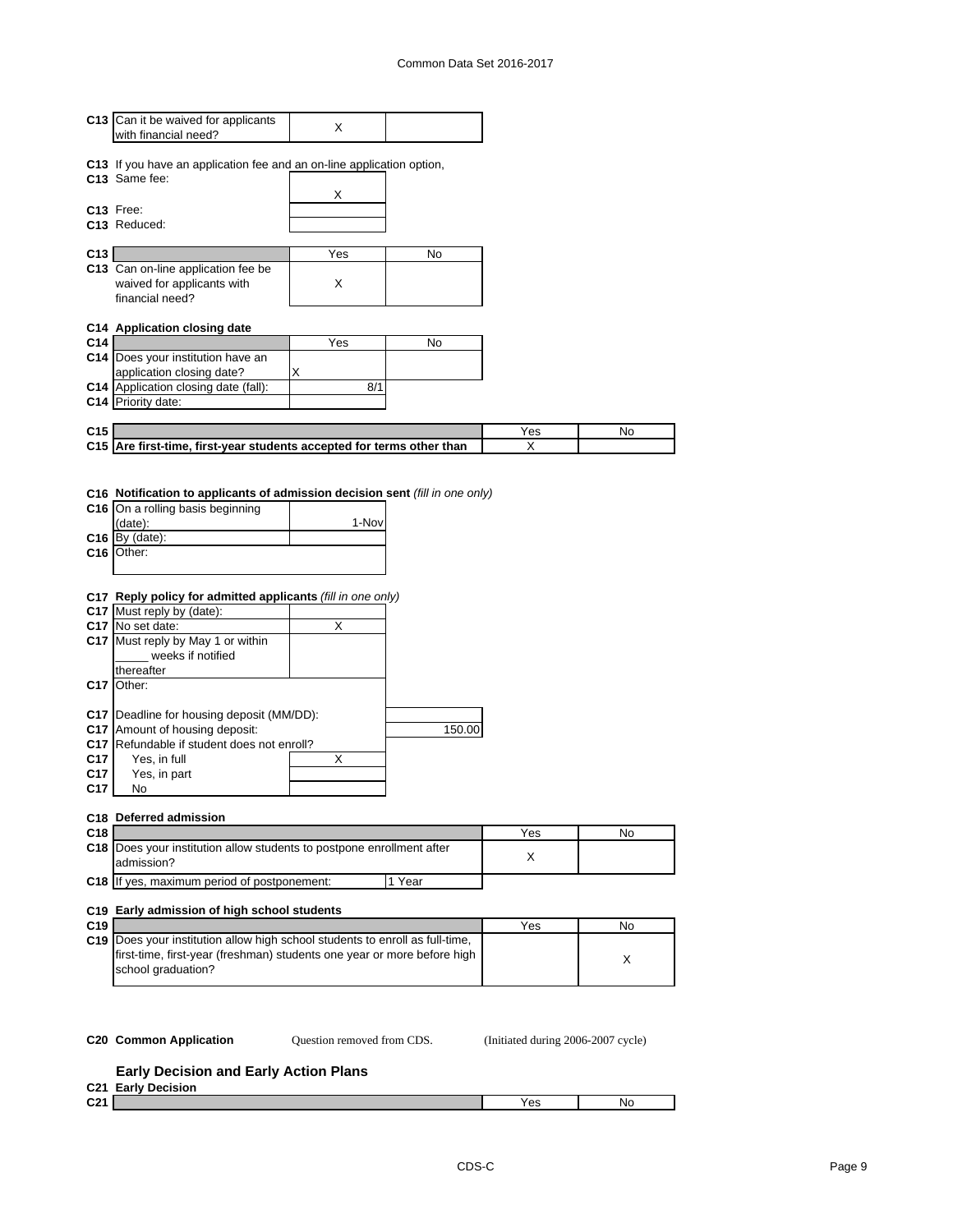| | | Yes | No |
|---|---|---|---|
| C13 | Can it be waived for applicants with financial need? | X | |

C13 If you have an application fee and an on-line application option,

| | | |
|---|---|---|
| C13 | Same fee: | X |
| C13 | Free: | |
| C13 | Reduced: | |

| | | Yes | No |
|---|---|---|---|
| C13 | Can on-line application fee be waived for applicants with financial need? | X | |

**C14 Application closing date**

| | | Yes | No |
|---|---|---|---|
| C14 | Does your institution have an application closing date? | X | |
| C14 | Application closing date (fall): | 8/1 | |
| C14 | Priority date: | | |

| | | Yes | No |
|---|---|---|---|
| C15 | **Are first-time, first-year students accepted for terms other than** | X | |

**C16 Notification to applicants of admission decision sent** *(fill in one only)*

| | | |
|---|---|---|
| C16 | On a rolling basis beginning (date): | 1-Nov |
| C16 | By (date): | |
| C16 | Other: | |

**C17 Reply policy for admitted applicants** *(fill in one only)*

| | | |
|---|---|---|
| C17 | Must reply by (date): | |
| C17 | No set date: | X |
| C17 | Must reply by May 1 or within _____ weeks if notified thereafter | |
| C17 | Other: | |

| | | |
|---|---|---|
| C17 | Deadline for housing deposit (MM/DD): | |
| C17 | Amount of housing deposit: | 150.00 |
| C17 | Refundable if student does not enroll? | |
| C17 | Yes, in full | X |
| C17 | Yes, in part | |
| C17 | No | |

**C18 Deferred admission**

| | | Yes | No |
|---|---|---|---|
| C18 | Does your institution allow students to postpone enrollment after admission? | X | |
| C18 | If yes, maximum period of postponement: | 1 Year | |

**C19 Early admission of high school students**

| | | Yes | No |
|---|---|---|---|
| C19 | Does your institution allow high school students to enroll as full-time, first-time, first-year (freshman) students one year or more before high school graduation? | | X |

**C20 Common Application** Question removed from CDS. (Initiated during 2006-2007 cycle)

**Early Decision and Early Action Plans**

**C21 Early Decision**

| | | Yes | No |
|---|---|---|---|
| C21 | | | |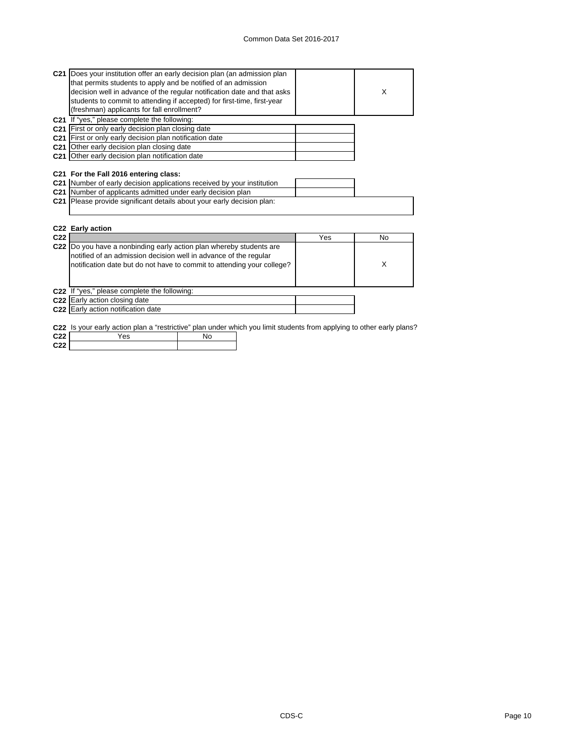| | | | |
|---|---|---|---|
| C21 | Does your institution offer an early decision plan (an admission plan that permits students to apply and be notified of an admission decision well in advance of the regular notification date and that asks students to commit to attending if accepted) for first-time, first-year (freshman) applicants for fall enrollment? | | X |
| C21 | If "yes," please complete the following: | | |
| C21 | First or only early decision plan closing date | | |
| C21 | First or only early decision plan notification date | | |
| C21 | Other early decision plan closing date | | |
| C21 | Other early decision plan notification date | | |

**C21 For the Fall 2016 entering class:**

| | | |
|---|---|---|
| C21 | Number of early decision applications received by your institution | |
| C21 | Number of applicants admitted under early decision plan | |
| C21 | Please provide significant details about your early decision plan: | |

**C22 Early action**

| | | Yes | No |
|---|---|---|---|
| C22 | Do you have a nonbinding early action plan whereby students are notified of an admission decision well in advance of the regular notification date but do not have to commit to attending your college? | | X |
| C22 | If "yes," please complete the following: | | |
| C22 | Early action closing date | | |
| C22 | Early action notification date | | |

C22 Is your early action plan a "restrictive" plan under which you limit students from applying to other early plans?

| | Yes | No |
|---|---|---|
| C22 | | |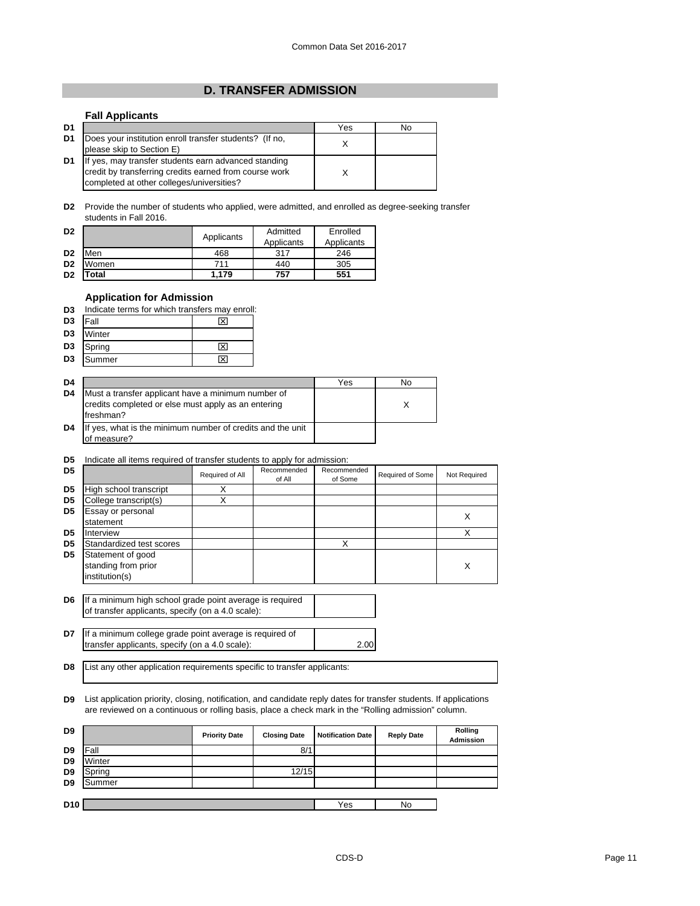## D. TRANSFER ADMISSION

### Fall Applicants

| D1 | | Yes | No |
|---|---|---|---|
| D1 | Does your institution enroll transfer students? (If no, please skip to Section E) | X | |
| D1 | If yes, may transfer students earn advanced standing credit by transferring credits earned from course work completed at other colleges/universities? | X | |

**D2** Provide the number of students who applied, were admitted, and enrolled as degree-seeking transfer students in Fall 2016.

| D2 | | Applicants | Admitted Applicants | Enrolled Applicants |
|---|---|---|---|---|
| D2 | Men | 468 | 317 | 246 |
| D2 | Women | 711 | 440 | 305 |
| D2 | **Total** | **1,179** | **757** | **551** |

### Application for Admission

**D3** Indicate terms for which transfers may enroll:

| D3 | Term | |
|---|---|---|
| D3 | Fall | ☒ |
| D3 | Winter | |
| D3 | Spring | ☒ |
| D3 | Summer | ☒ |

| D4 | | Yes | No |
|---|---|---|---|
| D4 | Must a transfer applicant have a minimum number of credits completed or else must apply as an entering freshman? | | X |
| D4 | If yes, what is the minimum number of credits and the unit of measure? | | |

**D5** Indicate all items required of transfer students to apply for admission:

| D5 | | Required of All | Recommended of All | Recommended of Some | Required of Some | Not Required |
|---|---|---|---|---|---|---|
| D5 | High school transcript | X | | | | |
| D5 | College transcript(s) | X | | | | |
| D5 | Essay or personal statement | | | | | X |
| D5 | Interview | | | | | X |
| D5 | Standardized test scores | | | X | | |
| D5 | Statement of good standing from prior institution(s) | | | | | X |

**D6** If a minimum high school grade point average is required of transfer applicants, specify (on a 4.0 scale):

**D7** If a minimum college grade point average is required of transfer applicants, specify (on a 4.0 scale): 2.00

**D8** List any other application requirements specific to transfer applicants:

**D9** List application priority, closing, notification, and candidate reply dates for transfer students. If applications are reviewed on a continuous or rolling basis, place a check mark in the "Rolling admission" column.

| D9 | | Priority Date | Closing Date | Notification Date | Reply Date | Rolling Admission |
|---|---|---|---|---|---|---|
| D9 | Fall | | 8/1 | | | |
| D9 | Winter | | | | | |
| D9 | Spring | | 12/15 | | | |
| D9 | Summer | | | | | |

| D10 | | Yes | No |
|---|---|---|---|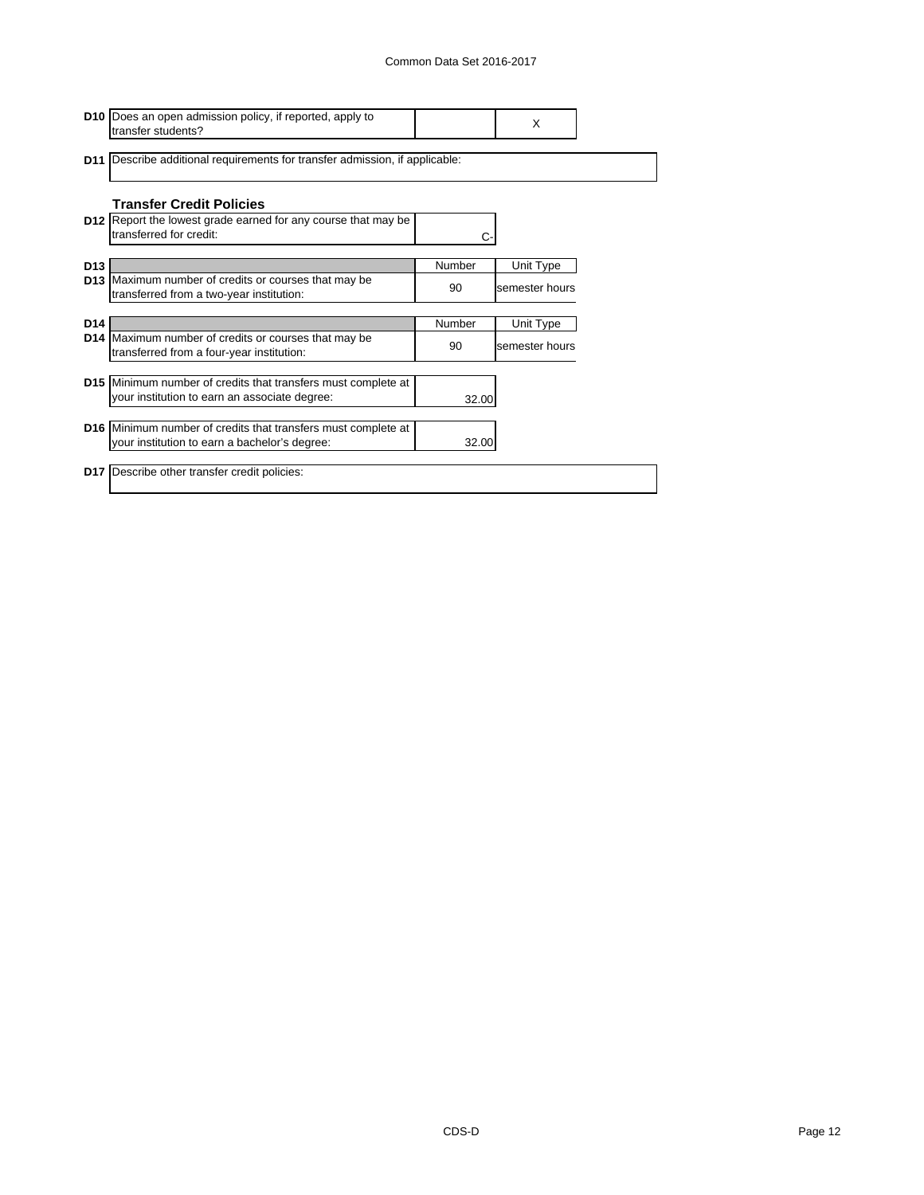| | | | |
|---|---|---|---|
| **D10** | Does an open admission policy, if reported, apply to transfer students? | | X |

| | |
|---|---|
| **D11** | Describe additional requirements for transfer admission, if applicable: |

### Transfer Credit Policies

| | | |
|---|---|---|
| **D12** | Report the lowest grade earned for any course that may be transferred for credit: | C- |

| | | Number | Unit Type |
|---|---|---|---|
| **D13** | Maximum number of credits or courses that may be transferred from a two-year institution: | 90 | semester hours |

| | | Number | Unit Type |
|---|---|---|---|
| **D14** | Maximum number of credits or courses that may be transferred from a four-year institution: | 90 | semester hours |

| | | |
|---|---|---|
| **D15** | Minimum number of credits that transfers must complete at your institution to earn an associate degree: | 32.00 |

| | | |
|---|---|---|
| **D16** | Minimum number of credits that transfers must complete at your institution to earn a bachelor's degree: | 32.00 |

| | |
|---|---|
| **D17** | Describe other transfer credit policies: |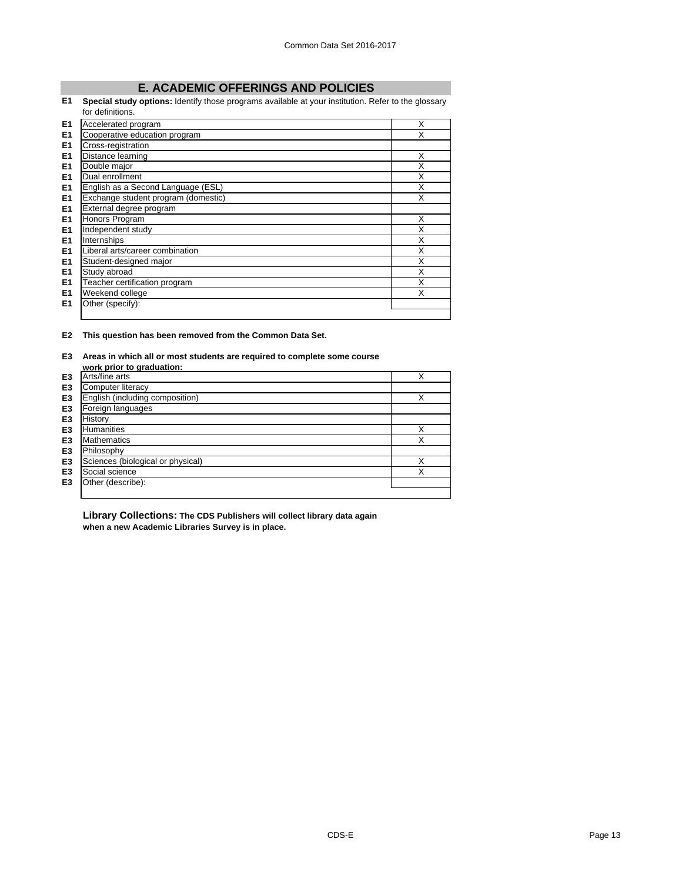## E. ACADEMIC OFFERINGS AND POLICIES

**E1 Special study options:** Identify those programs available at your institution. Refer to the glossary for definitions.

| | | |
|---|---|---|
| E1 | Accelerated program | X |
| E1 | Cooperative education program | X |
| E1 | Cross-registration | |
| E1 | Distance learning | X |
| E1 | Double major | X |
| E1 | Dual enrollment | X |
| E1 | English as a Second Language (ESL) | X |
| E1 | Exchange student program (domestic) | X |
| E1 | External degree program | |
| E1 | Honors Program | X |
| E1 | Independent study | X |
| E1 | Internships | X |
| E1 | Liberal arts/career combination | X |
| E1 | Student-designed major | X |
| E1 | Study abroad | X |
| E1 | Teacher certification program | X |
| E1 | Weekend college | X |
| E1 | Other (specify): | |

**E2 This question has been removed from the Common Data Set.**

**E3 Areas in which all or most students are required to complete some course work prior to graduation:**

| | | |
|---|---|---|
| E3 | Arts/fine arts | X |
| E3 | Computer literacy | |
| E3 | English (including composition) | X |
| E3 | Foreign languages | |
| E3 | History | |
| E3 | Humanities | X |
| E3 | Mathematics | X |
| E3 | Philosophy | |
| E3 | Sciences (biological or physical) | X |
| E3 | Social science | X |
| E3 | Other (describe): | |

**Library Collections: The CDS Publishers will collect library data again when a new Academic Libraries Survey is in place.**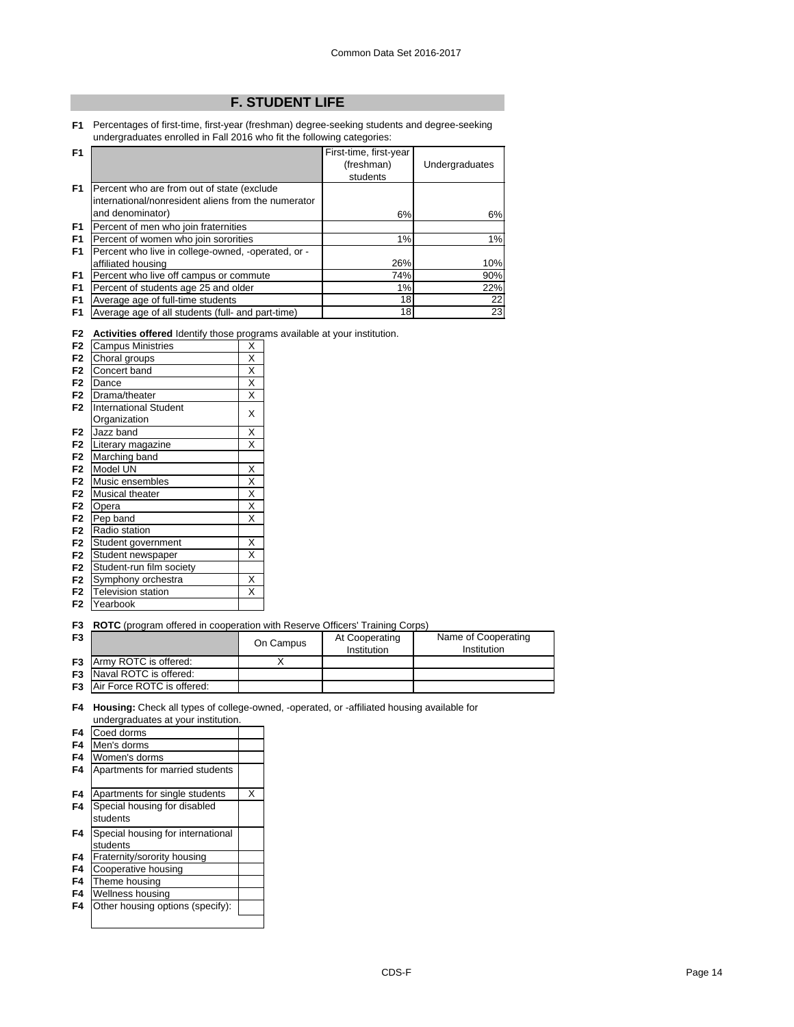## F. STUDENT LIFE

**F1** Percentages of first-time, first-year (freshman) degree-seeking students and degree-seeking undergraduates enrolled in Fall 2016 who fit the following categories:

| F1 | | First-time, first-year (freshman) students | Undergraduates |
|---|---|---|---|
| F1 | Percent who are from out of state (exclude international/nonresident aliens from the numerator and denominator) | 6% | 6% |
| F1 | Percent of men who join fraternities | | |
| F1 | Percent of women who join sororities | 1% | 1% |
| F1 | Percent who live in college-owned, -operated, or -affiliated housing | 26% | 10% |
| F1 | Percent who live off campus or commute | 74% | 90% |
| F1 | Percent of students age 25 and older | 1% | 22% |
| F1 | Average age of full-time students | 18 | 22 |
| F1 | Average age of all students (full- and part-time) | 18 | 23 |

**F2 Activities offered** Identify those programs available at your institution.

| | Activity | |
|---|---|---|
| F2 | Campus Ministries | X |
| F2 | Choral groups | X |
| F2 | Concert band | X |
| F2 | Dance | X |
| F2 | Drama/theater | X |
| F2 | International Student Organization | X |
| F2 | Jazz band | X |
| F2 | Literary magazine | X |
| F2 | Marching band | |
| F2 | Model UN | X |
| F2 | Music ensembles | X |
| F2 | Musical theater | X |
| F2 | Opera | X |
| F2 | Pep band | X |
| F2 | Radio station | |
| F2 | Student government | X |
| F2 | Student newspaper | X |
| F2 | Student-run film society | |
| F2 | Symphony orchestra | X |
| F2 | Television station | X |
| F2 | Yearbook | |

**F3 ROTC** (program offered in cooperation with Reserve Officers' Training Corps)

| F3 | | On Campus | At Cooperating Institution | Name of Cooperating Institution |
|---|---|---|---|---|
| F3 | Army ROTC is offered: | X | | |
| F3 | Naval ROTC is offered: | | | |
| F3 | Air Force ROTC is offered: | | | |

**F4 Housing:** Check all types of college-owned, -operated, or -affiliated housing available for undergraduates at your institution.

| | Housing type | |
|---|---|---|
| F4 | Coed dorms | |
| F4 | Men's dorms | |
| F4 | Women's dorms | |
| F4 | Apartments for married students | |
| F4 | Apartments for single students | X |
| F4 | Special housing for disabled students | |
| F4 | Special housing for international students | |
| F4 | Fraternity/sorority housing | |
| F4 | Cooperative housing | |
| F4 | Theme housing | |
| F4 | Wellness housing | |
| F4 | Other housing options (specify): | |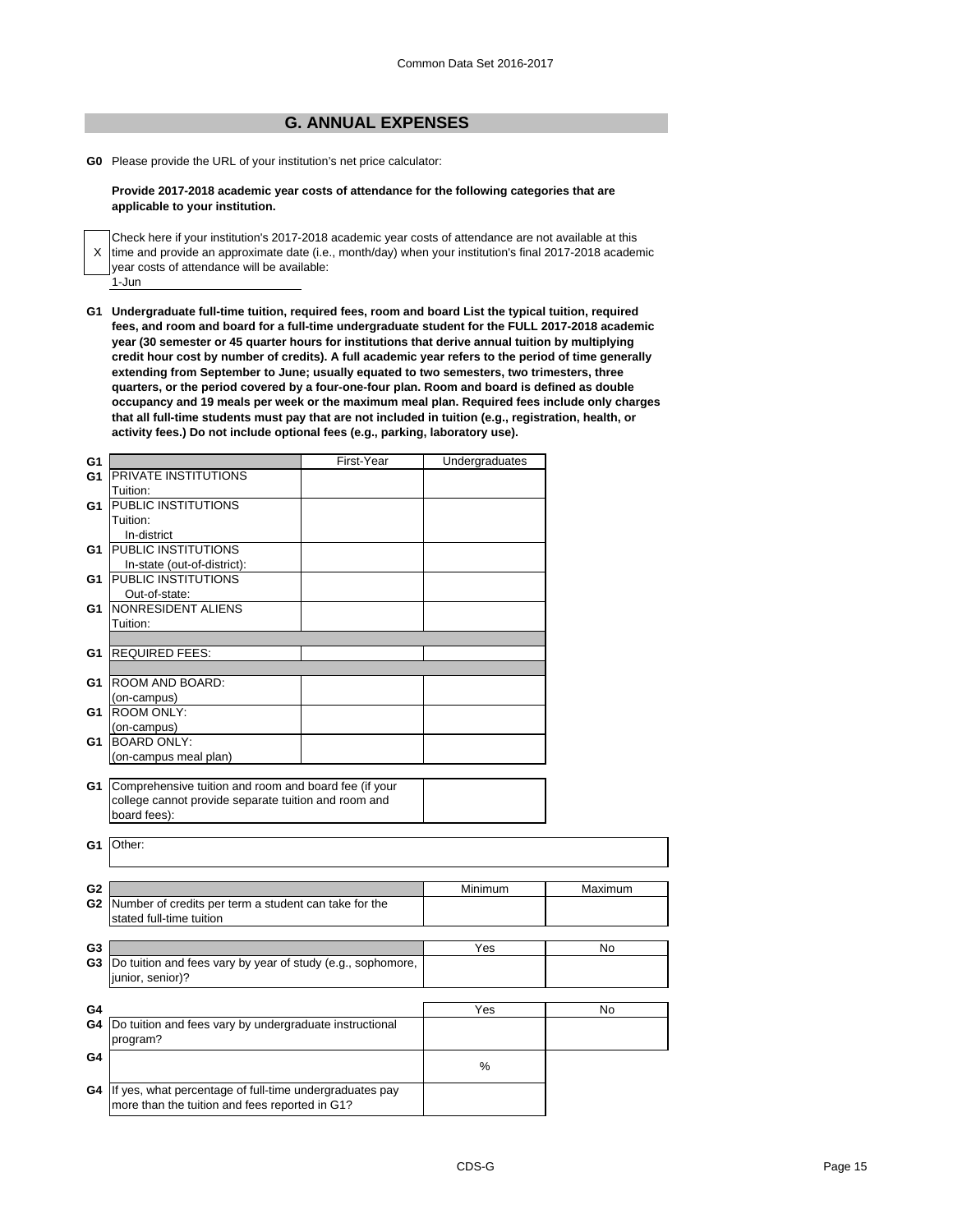## G. ANNUAL EXPENSES

**G0** Please provide the URL of your institution's net price calculator:

**Provide 2017-2018 academic year costs of attendance for the following categories that are applicable to your institution.**

X Check here if your institution's 2017-2018 academic year costs of attendance are not available at this time and provide an approximate date (i.e., month/day) when your institution's final 2017-2018 academic year costs of attendance will be available:

1-Jun

**G1 Undergraduate full-time tuition, required fees, room and board List the typical tuition, required fees, and room and board for a full-time undergraduate student for the FULL 2017-2018 academic year (30 semester or 45 quarter hours for institutions that derive annual tuition by multiplying credit hour cost by number of credits). A full academic year refers to the period of time generally extending from September to June; usually equated to two semesters, two trimesters, three quarters, or the period covered by a four-one-four plan. Room and board is defined as double occupancy and 19 meals per week or the maximum meal plan. Required fees include only charges that all full-time students must pay that are not included in tuition (e.g., registration, health, or activity fees.) Do not include optional fees (e.g., parking, laboratory use).**

| | | First-Year | Undergraduates |
|---|---|---|---|
| G1 | PRIVATE INSTITUTIONS Tuition: | | |
| G1 | PUBLIC INSTITUTIONS Tuition: In-district | | |
| G1 | PUBLIC INSTITUTIONS In-state (out-of-district): | | |
| G1 | PUBLIC INSTITUTIONS Out-of-state: | | |
| G1 | NONRESIDENT ALIENS Tuition: | | |
| G1 | REQUIRED FEES: | | |
| G1 | ROOM AND BOARD: (on-campus) | | |
| G1 | ROOM ONLY: (on-campus) | | |
| G1 | BOARD ONLY: (on-campus meal plan) | | |

| | | |
|---|---|---|
| G1 | Comprehensive tuition and room and board fee (if your college cannot provide separate tuition and room and board fees): | |

| | |
|---|---|
| G1 | Other: |

| | | Minimum | Maximum |
|---|---|---|---|
| G2 | Number of credits per term a student can take for the stated full-time tuition | | |

| | | Yes | No |
|---|---|---|---|
| G3 | Do tuition and fees vary by year of study (e.g., sophomore, junior, senior)? | | |

| | | Yes | No |
|---|---|---|---|
| G4 | Do tuition and fees vary by undergraduate instructional program? | | |

| | | % |
|---|---|---|
| G4 | If yes, what percentage of full-time undergraduates pay more than the tuition and fees reported in G1? | |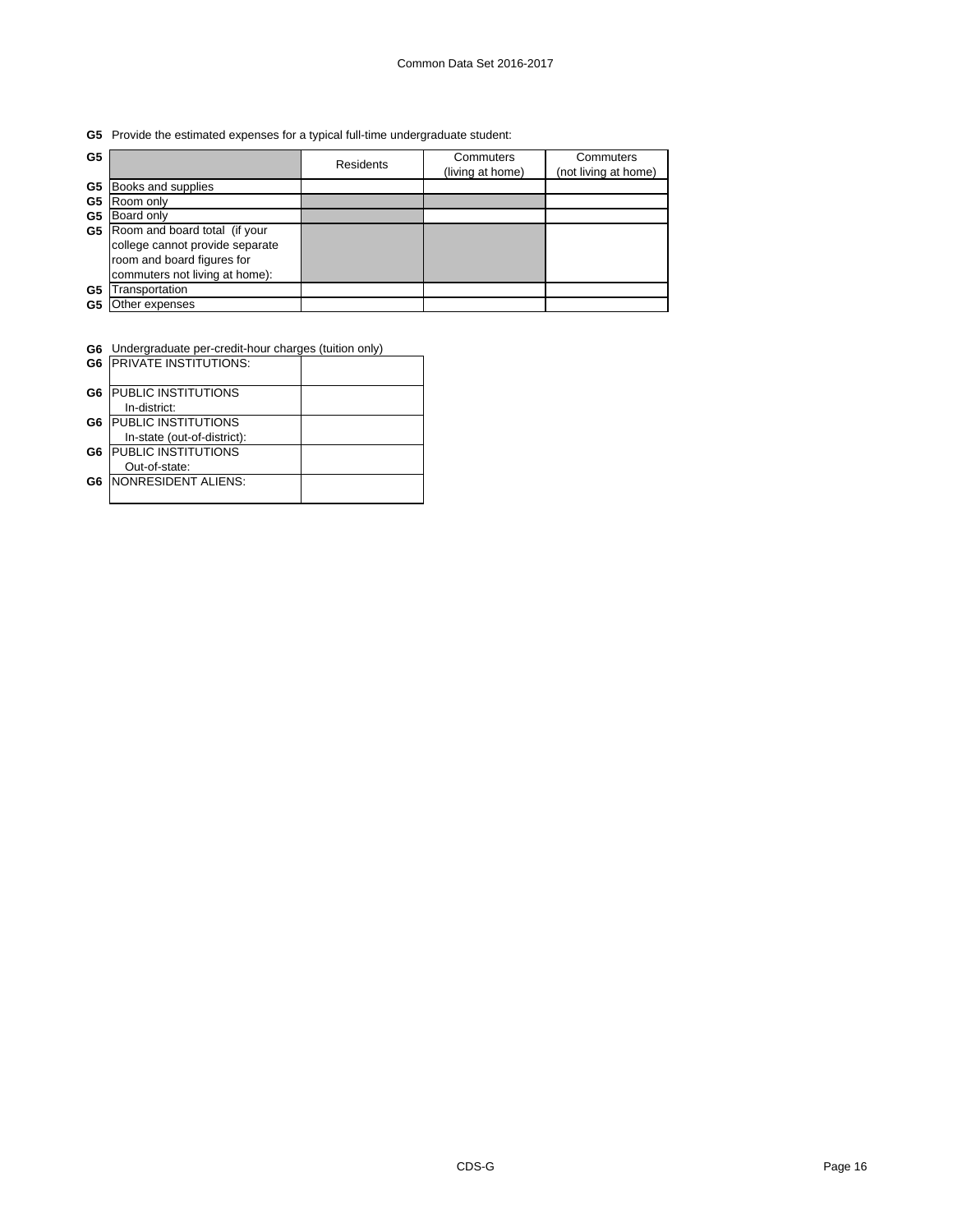**G5** Provide the estimated expenses for a typical full-time undergraduate student:

| G5 | | Residents | Commuters (living at home) | Commuters (not living at home) |
|---|---|---|---|---|
| G5 | Books and supplies | | | |
| G5 | Room only | | | |
| G5 | Board only | | | |
| G5 | Room and board total (if your college cannot provide separate room and board figures for commuters not living at home): | | | |
| G5 | Transportation | | | |
| G5 | Other expenses | | | |

**G6** Undergraduate per-credit-hour charges (tuition only)

| | | |
|---|---|---|
| G6 | PRIVATE INSTITUTIONS: | |
| G6 | PUBLIC INSTITUTIONS In-district: | |
| G6 | PUBLIC INSTITUTIONS In-state (out-of-district): | |
| G6 | PUBLIC INSTITUTIONS Out-of-state: | |
| G6 | NONRESIDENT ALIENS: | |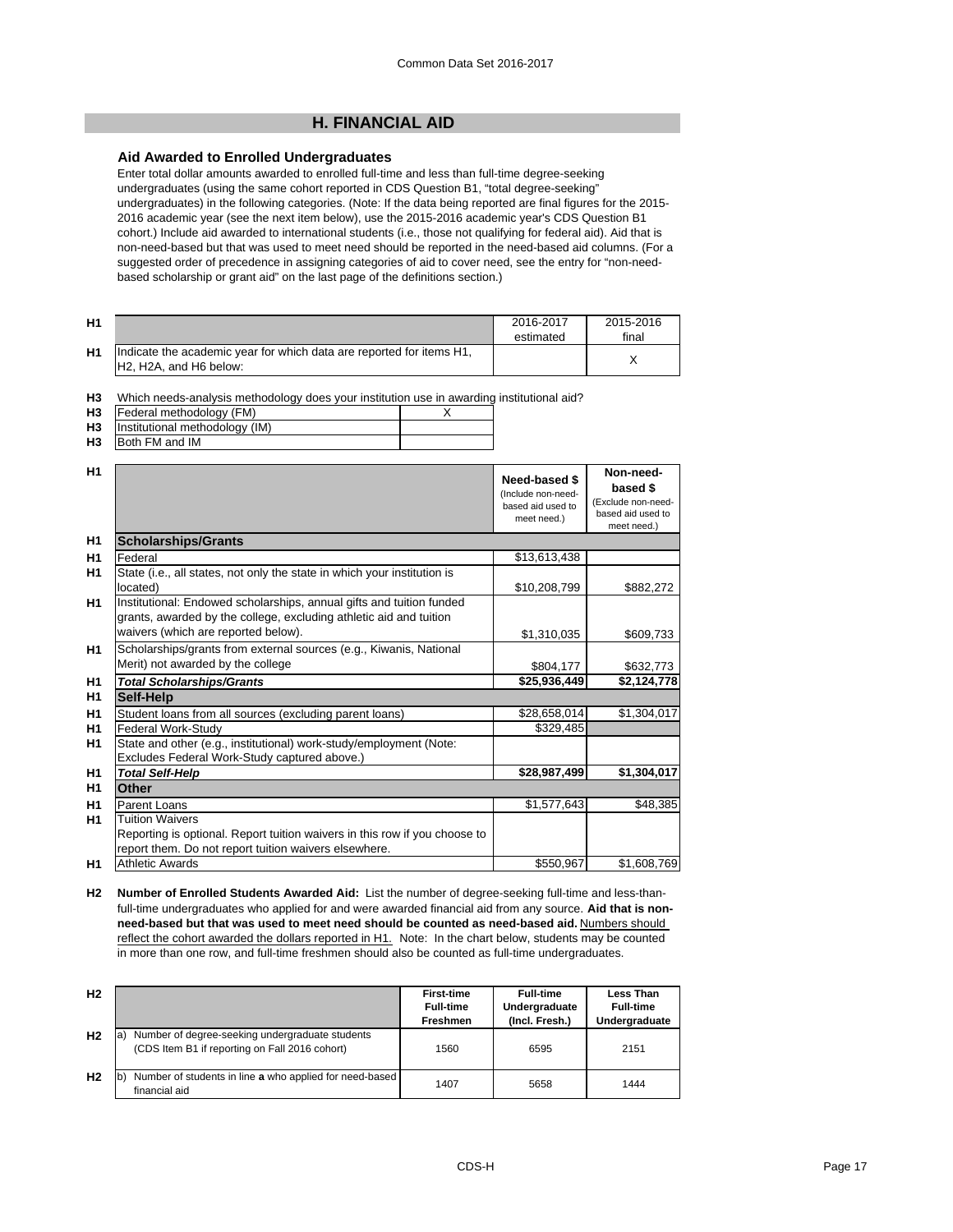## H. FINANCIAL AID

### Aid Awarded to Enrolled Undergraduates

Enter total dollar amounts awarded to enrolled full-time and less than full-time degree-seeking undergraduates (using the same cohort reported in CDS Question B1, "total degree-seeking" undergraduates) in the following categories. (Note: If the data being reported are final figures for the 2015-2016 academic year (see the next item below), use the 2015-2016 academic year's CDS Question B1 cohort.) Include aid awarded to international students (i.e., those not qualifying for federal aid). Aid that is non-need-based but that was used to meet need should be reported in the need-based aid columns. (For a suggested order of precedence in assigning categories of aid to cover need, see the entry for "non-need-based scholarship or grant aid" on the last page of the definitions section.)

| | | 2016-2017 estimated | 2015-2016 final |
|---|---|---|---|
| H1 | Indicate the academic year for which data are reported for items H1, H2, H2A, and H6 below: | | X |

**H3** Which needs-analysis methodology does your institution use in awarding institutional aid?

| | | |
|---|---|---|
| H3 | Federal methodology (FM) | X |
| H3 | Institutional methodology (IM) | |
| H3 | Both FM and IM | |

| | | Need-based $ (Include non-need-based aid used to meet need.) | Non-need-based $ (Exclude non-need-based aid used to meet need.) |
|---|---|---|---|
| H1 | **Scholarships/Grants** | | |
| H1 | Federal | $13,613,438 | |
| H1 | State (i.e., all states, not only the state in which your institution is located) | $10,208,799 | $882,272 |
| H1 | Institutional: Endowed scholarships, annual gifts and tuition funded grants, awarded by the college, excluding athletic aid and tuition waivers (which are reported below). | $1,310,035 | $609,733 |
| H1 | Scholarships/grants from external sources (e.g., Kiwanis, National Merit) not awarded by the college | $804,177 | $632,773 |
| H1 | ***Total Scholarships/Grants*** | **$25,936,449** | **$2,124,778** |
| H1 | **Self-Help** | | |
| H1 | Student loans from all sources (excluding parent loans) | $28,658,014 | $1,304,017 |
| H1 | Federal Work-Study | $329,485 | |
| H1 | State and other (e.g., institutional) work-study/employment (Note: Excludes Federal Work-Study captured above.) | | |
| H1 | ***Total Self-Help*** | **$28,987,499** | **$1,304,017** |
| H1 | **Other** | | |
| H1 | Parent Loans | $1,577,643 | $48,385 |
| H1 | Tuition Waivers<br>Reporting is optional. Report tuition waivers in this row if you choose to report them. Do not report tuition waivers elsewhere. | | |
| H1 | Athletic Awards | $550,967 | $1,608,769 |

**H2** **Number of Enrolled Students Awarded Aid:** List the number of degree-seeking full-time and less-than-full-time undergraduates who applied for and were awarded financial aid from any source. **Aid that is non-need-based but that was used to meet need should be counted as need-based aid.** Numbers should reflect the cohort awarded the dollars reported in H1. Note: In the chart below, students may be counted in more than one row, and full-time freshmen should also be counted as full-time undergraduates.

| | | First-time Full-time Freshmen | Full-time Undergraduate (Incl. Fresh.) | Less Than Full-time Undergraduate |
|---|---|---|---|---|
| H2 | a) Number of degree-seeking undergraduate students (CDS Item B1 if reporting on Fall 2016 cohort) | 1560 | 6595 | 2151 |
| H2 | b) Number of students in line **a** who applied for need-based financial aid | 1407 | 5658 | 1444 |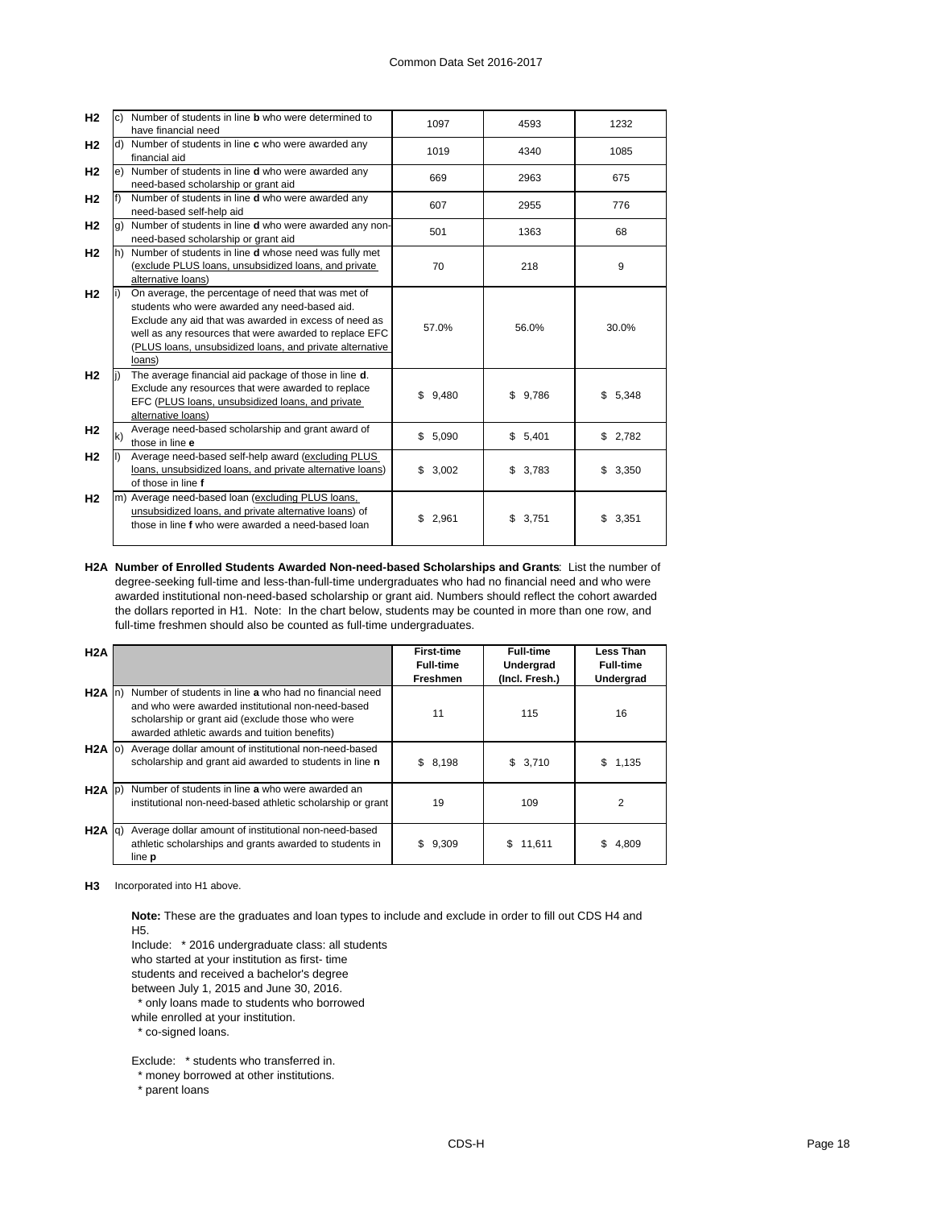| | | | | |
|---|---|---|---|---|
| H2 | c) | Number of students in line **b** who were determined to have financial need | 1097 | 4593 | 1232 |
| H2 | d) | Number of students in line **c** who were awarded any financial aid | 1019 | 4340 | 1085 |
| H2 | e) | Number of students in line **d** who were awarded any need-based scholarship or grant aid | 669 | 2963 | 675 |
| H2 | f) | Number of students in line **d** who were awarded any need-based self-help aid | 607 | 2955 | 776 |
| H2 | g) | Number of students in line **d** who were awarded any non-need-based scholarship or grant aid | 501 | 1363 | 68 |
| H2 | h) | Number of students in line **d** whose need was fully met (exclude PLUS loans, unsubsidized loans, and private alternative loans) | 70 | 218 | 9 |
| H2 | i) | On average, the percentage of need that was met of students who were awarded any need-based aid. Exclude any aid that was awarded in excess of need as well as any resources that were awarded to replace EFC (PLUS loans, unsubsidized loans, and private alternative loans) | 57.0% | 56.0% | 30.0% |
| H2 | j) | The average financial aid package of those in line **d**. Exclude any resources that were awarded to replace EFC (PLUS loans, unsubsidized loans, and private alternative loans) | $ 9,480 | $ 9,786 | $ 5,348 |
| H2 | k) | Average need-based scholarship and grant award of those in line **e** | $ 5,090 | $ 5,401 | $ 2,782 |
| H2 | l) | Average need-based self-help award (excluding PLUS loans, unsubsidized loans, and private alternative loans) of those in line **f** | $ 3,002 | $ 3,783 | $ 3,350 |
| H2 | m) | Average need-based loan (excluding PLUS loans, unsubsidized loans, and private alternative loans) of those in line **f** who were awarded a need-based loan | $ 2,961 | $ 3,751 | $ 3,351 |

**H2A Number of Enrolled Students Awarded Non-need-based Scholarships and Grants**: List the number of degree-seeking full-time and less-than-full-time undergraduates who had no financial need and who were awarded institutional non-need-based scholarship or grant aid. Numbers should reflect the cohort awarded the dollars reported in H1. Note: In the chart below, students may be counted in more than one row, and full-time freshmen should also be counted as full-time undergraduates.

| H2A | | | First-time Full-time Freshmen | Full-time Undergrad (Incl. Fresh.) | Less Than Full-time Undergrad |
|---|---|---|---|---|---|
| H2A | n) | Number of students in line **a** who had no financial need and who were awarded institutional non-need-based scholarship or grant aid (exclude those who were awarded athletic awards and tuition benefits) | 11 | 115 | 16 |
| H2A | o) | Average dollar amount of institutional non-need-based scholarship and grant aid awarded to students in line **n** | $ 8,198 | $ 3,710 | $ 1,135 |
| H2A | p) | Number of students in line **a** who were awarded an institutional non-need-based athletic scholarship or grant | 19 | 109 | 2 |
| H2A | q) | Average dollar amount of institutional non-need-based athletic scholarships and grants awarded to students in line **p** | $ 9,309 | $ 11,611 | $ 4,809 |

**H3** Incorporated into H1 above.

**Note:** These are the graduates and loan types to include and exclude in order to fill out CDS H4 and H5.

Include: * 2016 undergraduate class: all students who started at your institution as first- time students and received a bachelor's degree between July 1, 2015 and June 30, 2016.
* only loans made to students who borrowed while enrolled at your institution.
* co-signed loans.

Exclude: * students who transferred in.
* money borrowed at other institutions.
* parent loans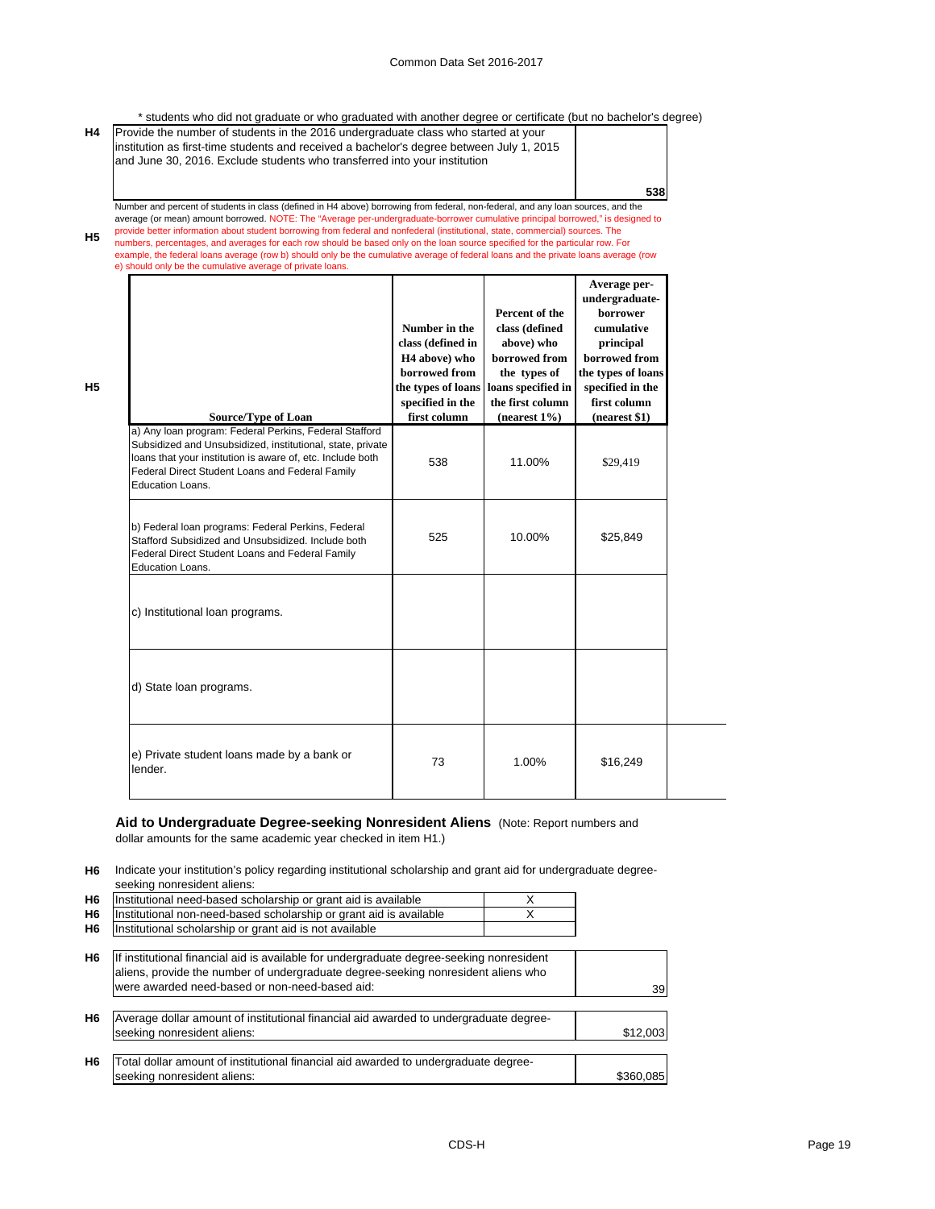\* students who did not graduate or who graduated with another degree or certificate (but no bachelor's degree)

| | | |
|---|---|---|
| H4 | Provide the number of students in the 2016 undergraduate class who started at your institution as first-time students and received a bachelor's degree between July 1, 2015 and June 30, 2016. Exclude students who transferred into your institution | 538 |

**H5** Number and percent of students in class (defined in H4 above) borrowing from federal, non-federal, and any loan sources, and the average (or mean) amount borrowed. NOTE: The "Average per-undergraduate-borrower cumulative principal borrowed," is designed to provide better information about student borrowing from federal and nonfederal (institutional, state, commercial) sources. The numbers, percentages, and averages for each row should be based only on the loan source specified for the particular row. For example, the federal loans average (row b) should only be the cumulative average of federal loans and the private loans average (row e) should only be the cumulative average of private loans.

| Source/Type of Loan | Number in the class (defined in H4 above) who borrowed from the types of loans specified in the first column | Percent of the class (defined above) who borrowed from the types of loans specified in the first column (nearest 1%) | Average per-undergraduate-borrower cumulative principal borrowed from the types of loans specified in the first column (nearest $1) |
|---|---|---|---|
| a) Any loan program: Federal Perkins, Federal Stafford Subsidized and Unsubsidized, institutional, state, private loans that your institution is aware of, etc. Include both Federal Direct Student Loans and Federal Family Education Loans. | 538 | 11.00% | $29,419 |
| b) Federal loan programs: Federal Perkins, Federal Stafford Subsidized and Unsubsidized. Include both Federal Direct Student Loans and Federal Family Education Loans. | 525 | 10.00% | $25,849 |
| c) Institutional loan programs. | | | |
| d) State loan programs. | | | |
| e) Private student loans made by a bank or lender. | 73 | 1.00% | $16,249 |

## Aid to Undergraduate Degree-seeking Nonresident Aliens

(Note: Report numbers and dollar amounts for the same academic year checked in item H1.)

**H6** Indicate your institution's policy regarding institutional scholarship and grant aid for undergraduate degree-seeking nonresident aliens:

| | | |
|---|---|---|
| H6 | Institutional need-based scholarship or grant aid is available | X |
| H6 | Institutional non-need-based scholarship or grant aid is available | X |
| H6 | Institutional scholarship or grant aid is not available | |

| | | |
|---|---|---|
| H6 | If institutional financial aid is available for undergraduate degree-seeking nonresident aliens, provide the number of undergraduate degree-seeking nonresident aliens who were awarded need-based or non-need-based aid: | 39 |
| H6 | Average dollar amount of institutional financial aid awarded to undergraduate degree-seeking nonresident aliens: | $12,003 |
| H6 | Total dollar amount of institutional financial aid awarded to undergraduate degree-seeking nonresident aliens: | $360,085 |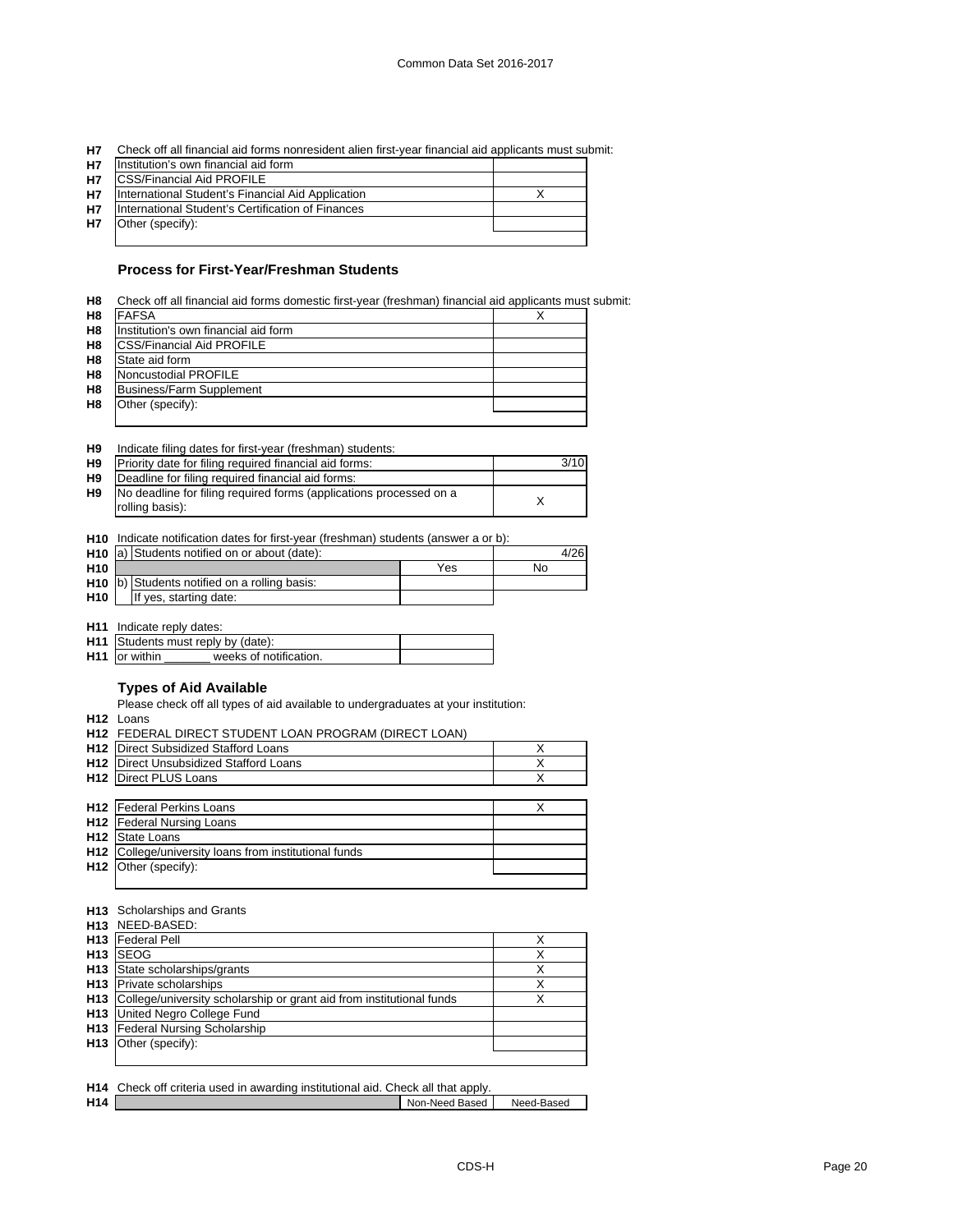**H7** Check off all financial aid forms nonresident alien first-year financial aid applicants must submit:

| H7 | | |
|---|---|---|
| H7 | Institution's own financial aid form | |
| H7 | CSS/Financial Aid PROFILE | |
| H7 | International Student's Financial Aid Application | X |
| H7 | International Student's Certification of Finances | |
| H7 | Other (specify): | |

### Process for First-Year/Freshman Students

**H8** Check off all financial aid forms domestic first-year (freshman) financial aid applicants must submit:

| H8 | | |
|---|---|---|
| H8 | FAFSA | X |
| H8 | Institution's own financial aid form | |
| H8 | CSS/Financial Aid PROFILE | |
| H8 | State aid form | |
| H8 | Noncustodial PROFILE | |
| H8 | Business/Farm Supplement | |
| H8 | Other (specify): | |

**H9** Indicate filing dates for first-year (freshman) students:

| H9 | | |
|---|---|---|
| H9 | Priority date for filing required financial aid forms: | 3/10 |
| H9 | Deadline for filing required financial aid forms: | |
| H9 | No deadline for filing required forms (applications processed on a rolling basis): | X |

**H10** Indicate notification dates for first-year (freshman) students (answer a or b):

| H10 | | | |
|---|---|---|---|
| H10 | a) Students notified on or about (date): | | 4/26 |
| H10 | | Yes | No |
| H10 | b) Students notified on a rolling basis: | | |
| H10 | If yes, starting date: | | |

**H11** Indicate reply dates:

| H11 | | |
|---|---|---|
| H11 | Students must reply by (date): | |
| H11 | or within _______ weeks of notification. | |

### Types of Aid Available

Please check off all types of aid available to undergraduates at your institution:

**H12** Loans

**H12** FEDERAL DIRECT STUDENT LOAN PROGRAM (DIRECT LOAN)

| H12 | | |
|---|---|---|
| H12 | Direct Subsidized Stafford Loans | X |
| H12 | Direct Unsubsidized Stafford Loans | X |
| H12 | Direct PLUS Loans | X |
| H12 | Federal Perkins Loans | X |
| H12 | Federal Nursing Loans | |
| H12 | State Loans | |
| H12 | College/university loans from institutional funds | |
| H12 | Other (specify): | |

**H13** Scholarships and Grants

**H13** NEED-BASED:

| H13 | | |
|---|---|---|
| H13 | Federal Pell | X |
| H13 | SEOG | X |
| H13 | State scholarships/grants | X |
| H13 | Private scholarships | X |
| H13 | College/university scholarship or grant aid from institutional funds | X |
| H13 | United Negro College Fund | |
| H13 | Federal Nursing Scholarship | |
| H13 | Other (specify): | |

**H14** Check off criteria used in awarding institutional aid. Check all that apply.

| H14 | | Non-Need Based | Need-Based |
|---|---|---|---|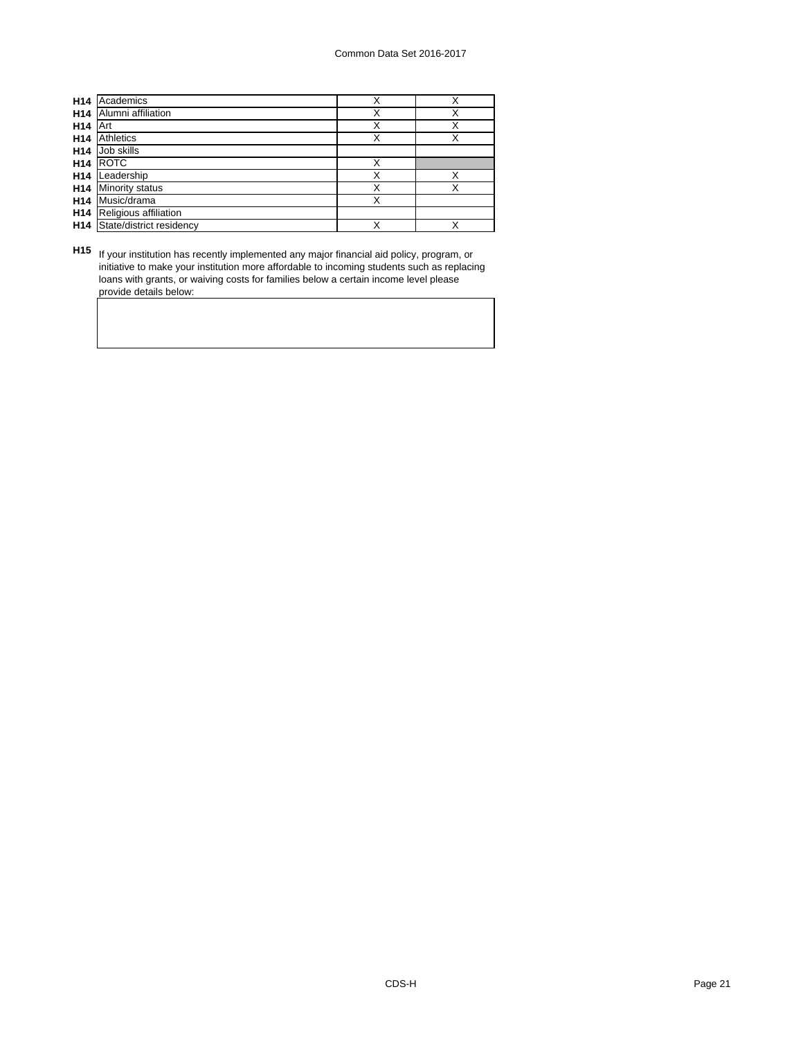| | | | |
|---|---|---|---|
| **H14** | Academics | X | X |
| **H14** | Alumni affiliation | X | X |
| **H14** | Art | X | X |
| **H14** | Athletics | X | X |
| **H14** | Job skills | | |
| **H14** | ROTC | X | |
| **H14** | Leadership | X | X |
| **H14** | Minority status | X | X |
| **H14** | Music/drama | X | |
| **H14** | Religious affiliation | | |
| **H14** | State/district residency | X | X |

**H15** If your institution has recently implemented any major financial aid policy, program, or initiative to make your institution more affordable to incoming students such as replacing loans with grants, or waiving costs for families below a certain income level please provide details below: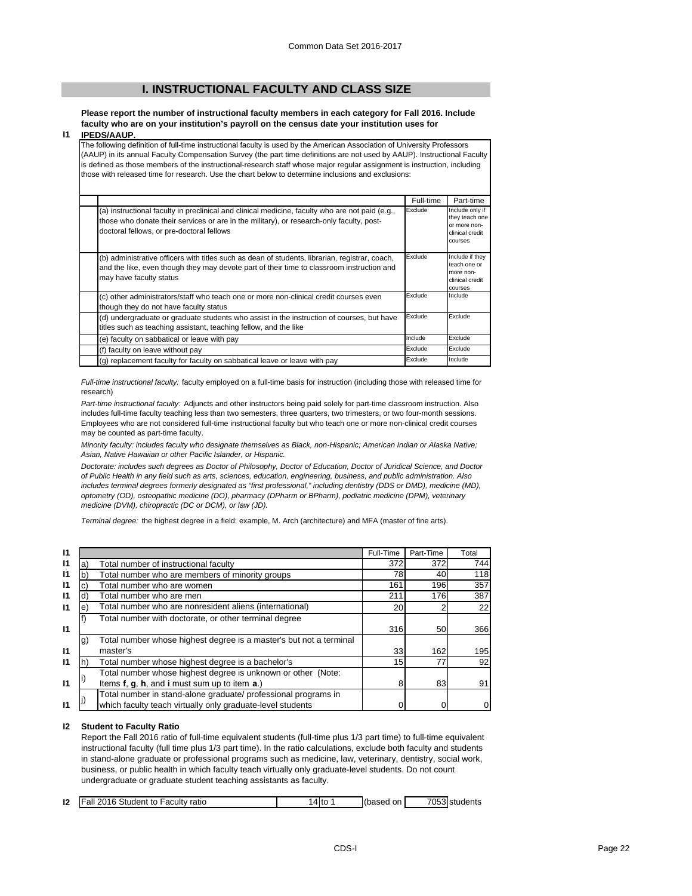## I. INSTRUCTIONAL FACULTY AND CLASS SIZE

**I1** **Please report the number of instructional faculty members in each category for Fall 2016. Include faculty who are on your institution's payroll on the census date your institution uses for IPEDS/AAUP.**

The following definition of full-time instructional faculty is used by the American Association of University Professors (AAUP) in its annual Faculty Compensation Survey (the part time definitions are not used by AAUP). Instructional Faculty is defined as those members of the instructional-research staff whose major regular assignment is instruction, including those with released time for research. Use the chart below to determine inclusions and exclusions:

| | Full-time | Part-time |
|---|---|---|
| (a) instructional faculty in preclinical and clinical medicine, faculty who are not paid (e.g., those who donate their services or are in the military), or research-only faculty, post-doctoral fellows, or pre-doctoral fellows | Exclude | Include only if they teach one or more non-clinical credit courses |
| (b) administrative officers with titles such as dean of students, librarian, registrar, coach, and the like, even though they may devote part of their time to classroom instruction and may have faculty status | Exclude | Include if they teach one or more non-clinical credit courses |
| (c) other administrators/staff who teach one or more non-clinical credit courses even though they do not have faculty status | Exclude | Include |
| (d) undergraduate or graduate students who assist in the instruction of courses, but have titles such as teaching assistant, teaching fellow, and the like | Exclude | Exclude |
| (e) faculty on sabbatical or leave with pay | Include | Exclude |
| (f) faculty on leave without pay | Exclude | Exclude |
| (g) replacement faculty for faculty on sabbatical leave or leave with pay | Exclude | Include |

*Full-time instructional faculty:* faculty employed on a full-time basis for instruction (including those with released time for research)

*Part-time instructional faculty:* Adjuncts and other instructors being paid solely for part-time classroom instruction. Also includes full-time faculty teaching less than two semesters, three quarters, two trimesters, or two four-month sessions. Employees who are not considered full-time instructional faculty but who teach one or more non-clinical credit courses may be counted as part-time faculty.

*Minority faculty: includes faculty who designate themselves as Black, non-Hispanic; American Indian or Alaska Native; Asian, Native Hawaiian or other Pacific Islander, or Hispanic.*

*Doctorate: includes such degrees as Doctor of Philosophy, Doctor of Education, Doctor of Juridical Science, and Doctor of Public Health in any field such as arts, sciences, education, engineering, business, and public administration. Also includes terminal degrees formerly designated as "first professional," including dentistry (DDS or DMD), medicine (MD), optometry (OD), osteopathic medicine (DO), pharmacy (DPharm or BPharm), podiatric medicine (DPM), veterinary medicine (DVM), chiropractic (DC or DCM), or law (JD).*

*Terminal degree:* the highest degree in a field: example, M. Arch (architecture) and MFA (master of fine arts).

| | | | Full-Time | Part-Time | Total |
|---|---|---|---|---|---|
| I1 | a) | Total number of instructional faculty | 372 | 372 | 744 |
| I1 | b) | Total number who are members of minority groups | 78 | 40 | 118 |
| I1 | c) | Total number who are women | 161 | 196 | 357 |
| I1 | d) | Total number who are men | 211 | 176 | 387 |
| I1 | e) | Total number who are nonresident aliens (international) | 20 | 2 | 22 |
| I1 | f) | Total number with doctorate, or other terminal degree | 316 | 50 | 366 |
| I1 | g) | Total number whose highest degree is a master's but not a terminal master's | 33 | 162 | 195 |
| I1 | h) | Total number whose highest degree is a bachelor's | 15 | 77 | 92 |
| I1 | i) | Total number whose highest degree is unknown or other (Note: Items **f**, **g**, **h**, and **i** must sum up to item **a**.) | 8 | 83 | 91 |
| I1 | j) | Total number in stand-alone graduate/ professional programs in which faculty teach virtually only graduate-level students | 0 | 0 | 0 |

**I2** **Student to Faculty Ratio**

Report the Fall 2016 ratio of full-time equivalent students (full-time plus 1/3 part time) to full-time equivalent instructional faculty (full time plus 1/3 part time). In the ratio calculations, exclude both faculty and students in stand-alone graduate or professional programs such as medicine, law, veterinary, dentistry, social work, business, or public health in which faculty teach virtually only graduate-level students. Do not count undergraduate or graduate student teaching assistants as faculty.

| | | | | |
|---|---|---|---|---|
| I2 | Fall 2016 Student to Faculty ratio | 14 to 1 | (based on | 7053 students |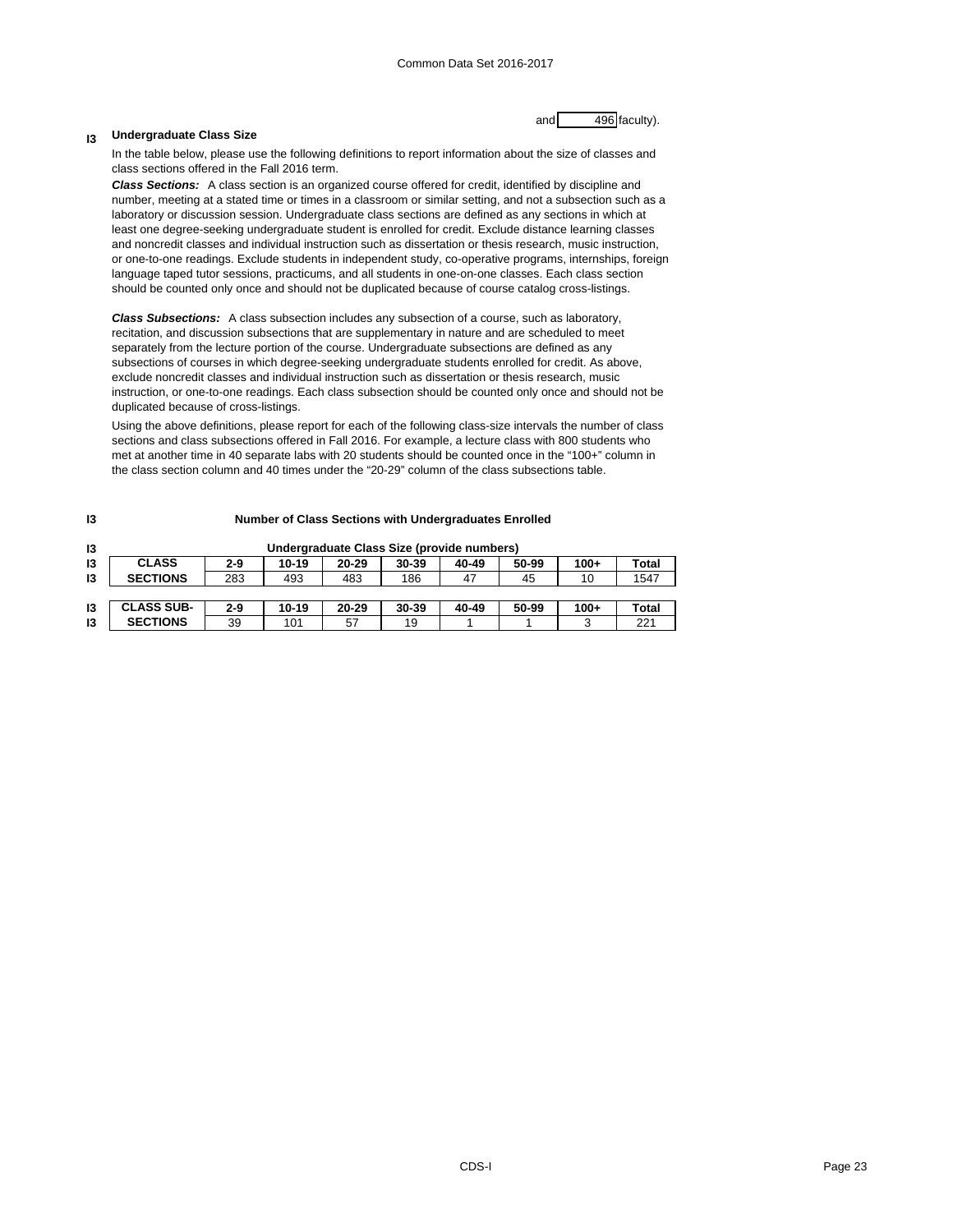and 496 faculty).

**I3 Undergraduate Class Size**

In the table below, please use the following definitions to report information about the size of classes and class sections offered in the Fall 2016 term.

***Class Sections:*** A class section is an organized course offered for credit, identified by discipline and number, meeting at a stated time or times in a classroom or similar setting, and not a subsection such as a laboratory or discussion session. Undergraduate class sections are defined as any sections in which at least one degree-seeking undergraduate student is enrolled for credit. Exclude distance learning classes and noncredit classes and individual instruction such as dissertation or thesis research, music instruction, or one-to-one readings. Exclude students in independent study, co-operative programs, internships, foreign language taped tutor sessions, practicums, and all students in one-on-one classes. Each class section should be counted only once and should not be duplicated because of course catalog cross-listings.

***Class Subsections:*** A class subsection includes any subsection of a course, such as laboratory, recitation, and discussion subsections that are supplementary in nature and are scheduled to meet separately from the lecture portion of the course. Undergraduate subsections are defined as any subsections of courses in which degree-seeking undergraduate students enrolled for credit. As above, exclude noncredit classes and individual instruction such as dissertation or thesis research, music instruction, or one-to-one readings. Each class subsection should be counted only once and should not be duplicated because of cross-listings.

Using the above definitions, please report for each of the following class-size intervals the number of class sections and class subsections offered in Fall 2016. For example, a lecture class with 800 students who met at another time in 40 separate labs with 20 students should be counted once in the "100+" column in the class section column and 40 times under the "20-29" column of the class subsections table.

**I3 Number of Class Sections with Undergraduates Enrolled**

**Undergraduate Class Size (provide numbers)**

| | 2-9 | 10-19 | 20-29 | 30-39 | 40-49 | 50-99 | 100+ | Total |
|---|---|---|---|---|---|---|---|---|
| **CLASS SECTIONS** | 283 | 493 | 483 | 186 | 47 | 45 | 10 | 1547 |

| | 2-9 | 10-19 | 20-29 | 30-39 | 40-49 | 50-99 | 100+ | Total |
|---|---|---|---|---|---|---|---|---|
| **CLASS SUB-SECTIONS** | 39 | 101 | 57 | 19 | 1 | 1 | 3 | 221 |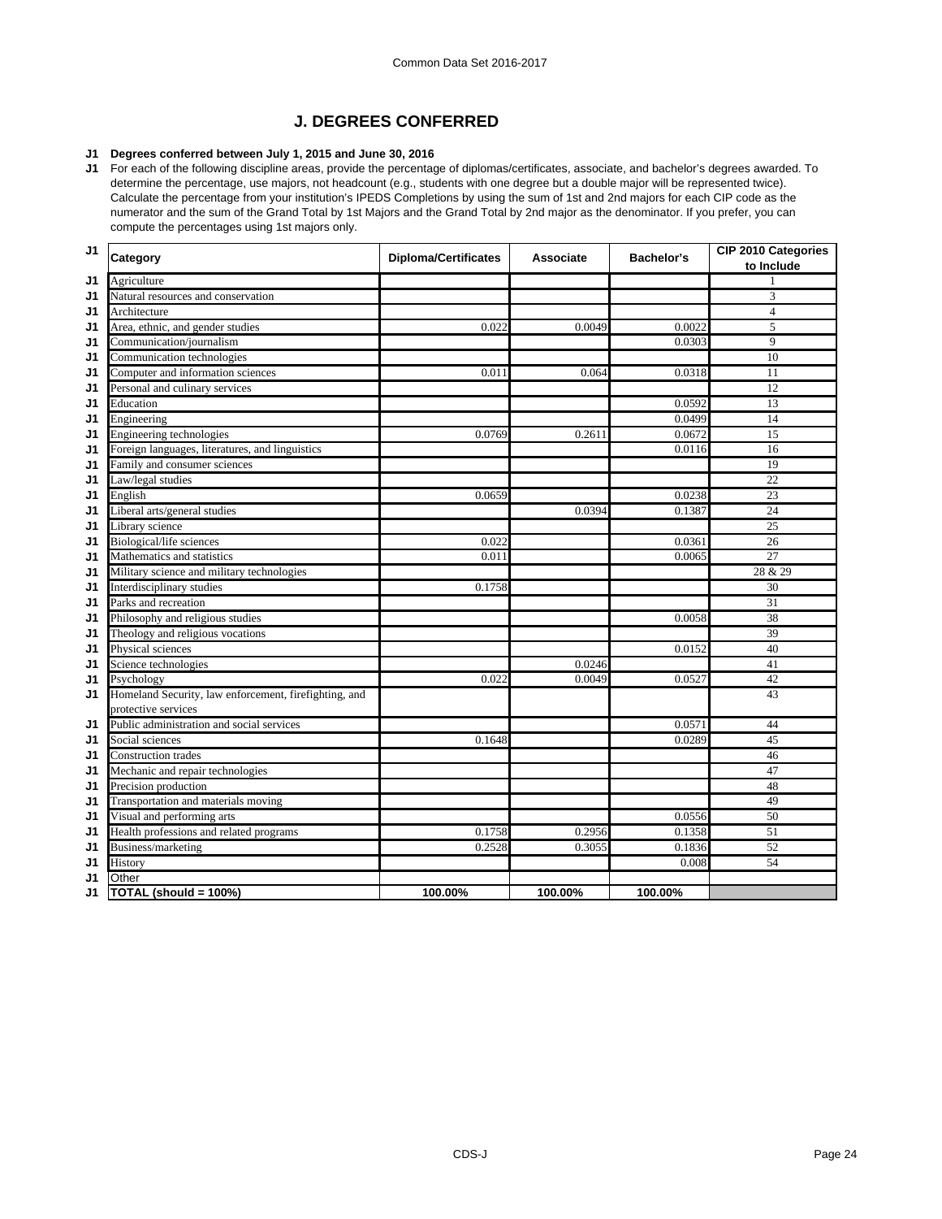## J. DEGREES CONFERRED

**J1 Degrees conferred between July 1, 2015 and June 30, 2016**

J1 For each of the following discipline areas, provide the percentage of diplomas/certificates, associate, and bachelor's degrees awarded. To determine the percentage, use majors, not headcount (e.g., students with one degree but a double major will be represented twice). Calculate the percentage from your institution's IPEDS Completions by using the sum of 1st and 2nd majors for each CIP code as the numerator and the sum of the Grand Total by 1st Majors and the Grand Total by 2nd major as the denominator. If you prefer, you can compute the percentages using 1st majors only.

| | Category | Diploma/Certificates | Associate | Bachelor's | CIP 2010 Categories to Include |
|---|---|---|---|---|---|
| J1 | Agriculture | | | | 1 |
| J1 | Natural resources and conservation | | | | 3 |
| J1 | Architecture | | | | 4 |
| J1 | Area, ethnic, and gender studies | 0.022 | 0.0049 | 0.0022 | 5 |
| J1 | Communication/journalism | | | 0.0303 | 9 |
| J1 | Communication technologies | | | | 10 |
| J1 | Computer and information sciences | 0.011 | 0.064 | 0.0318 | 11 |
| J1 | Personal and culinary services | | | | 12 |
| J1 | Education | | | 0.0592 | 13 |
| J1 | Engineering | | | 0.0499 | 14 |
| J1 | Engineering technologies | 0.0769 | 0.2611 | 0.0672 | 15 |
| J1 | Foreign languages, literatures, and linguistics | | | 0.0116 | 16 |
| J1 | Family and consumer sciences | | | | 19 |
| J1 | Law/legal studies | | | | 22 |
| J1 | English | 0.0659 | | 0.0238 | 23 |
| J1 | Liberal arts/general studies | | 0.0394 | 0.1387 | 24 |
| J1 | Library science | | | | 25 |
| J1 | Biological/life sciences | 0.022 | | 0.0361 | 26 |
| J1 | Mathematics and statistics | 0.011 | | 0.0065 | 27 |
| J1 | Military science and military technologies | | | | 28 & 29 |
| J1 | Interdisciplinary studies | 0.1758 | | | 30 |
| J1 | Parks and recreation | | | | 31 |
| J1 | Philosophy and religious studies | | | 0.0058 | 38 |
| J1 | Theology and religious vocations | | | | 39 |
| J1 | Physical sciences | | | 0.0152 | 40 |
| J1 | Science technologies | | 0.0246 | | 41 |
| J1 | Psychology | 0.022 | 0.0049 | 0.0527 | 42 |
| J1 | Homeland Security, law enforcement, firefighting, and protective services | | | | 43 |
| J1 | Public administration and social services | | | 0.0571 | 44 |
| J1 | Social sciences | 0.1648 | | 0.0289 | 45 |
| J1 | Construction trades | | | | 46 |
| J1 | Mechanic and repair technologies | | | | 47 |
| J1 | Precision production | | | | 48 |
| J1 | Transportation and materials moving | | | | 49 |
| J1 | Visual and performing arts | | | 0.0556 | 50 |
| J1 | Health professions and related programs | 0.1758 | 0.2956 | 0.1358 | 51 |
| J1 | Business/marketing | 0.2528 | 0.3055 | 0.1836 | 52 |
| J1 | History | | | 0.008 | 54 |
| J1 | Other | | | | |
| J1 | **TOTAL (should = 100%)** | **100.00%** | **100.00%** | **100.00%** | |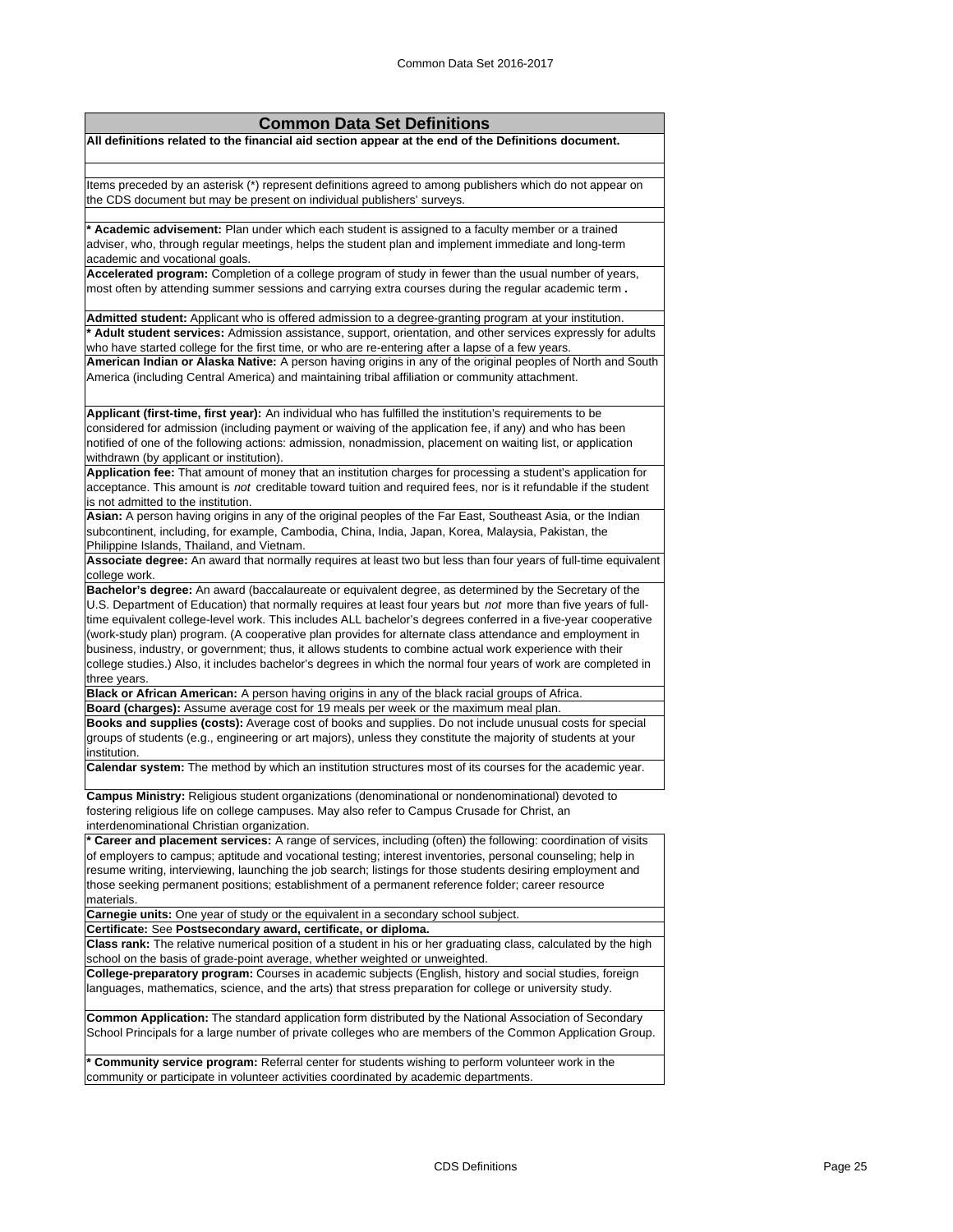## Common Data Set Definitions

**All definitions related to the financial aid section appear at the end of the Definitions document.**

Items preceded by an asterisk (*) represent definitions agreed to among publishers which do not appear on the CDS document but may be present on individual publishers' surveys.

**\* Academic advisement:** Plan under which each student is assigned to a faculty member or a trained adviser, who, through regular meetings, helps the student plan and implement immediate and long-term academic and vocational goals.

**Accelerated program:** Completion of a college program of study in fewer than the usual number of years, most often by attending summer sessions and carrying extra courses during the regular academic term **.**

**Admitted student:** Applicant who is offered admission to a degree-granting program at your institution.

**\* Adult student services:** Admission assistance, support, orientation, and other services expressly for adults who have started college for the first time, or who are re-entering after a lapse of a few years.

**American Indian or Alaska Native:** A person having origins in any of the original peoples of North and South America (including Central America) and maintaining tribal affiliation or community attachment.

**Applicant (first-time, first year):** An individual who has fulfilled the institution's requirements to be considered for admission (including payment or waiving of the application fee, if any) and who has been notified of one of the following actions: admission, nonadmission, placement on waiting list, or application withdrawn (by applicant or institution).

**Application fee:** That amount of money that an institution charges for processing a student's application for acceptance. This amount is *not* creditable toward tuition and required fees, nor is it refundable if the student is not admitted to the institution.

**Asian:** A person having origins in any of the original peoples of the Far East, Southeast Asia, or the Indian subcontinent, including, for example, Cambodia, China, India, Japan, Korea, Malaysia, Pakistan, the Philippine Islands, Thailand, and Vietnam.

**Associate degree:** An award that normally requires at least two but less than four years of full-time equivalent college work.

**Bachelor's degree:** An award (baccalaureate or equivalent degree, as determined by the Secretary of the U.S. Department of Education) that normally requires at least four years but *not* more than five years of full-time equivalent college-level work. This includes ALL bachelor's degrees conferred in a five-year cooperative (work-study plan) program. (A cooperative plan provides for alternate class attendance and employment in business, industry, or government; thus, it allows students to combine actual work experience with their college studies.) Also, it includes bachelor's degrees in which the normal four years of work are completed in three years.

**Black or African American:** A person having origins in any of the black racial groups of Africa.

**Board (charges):** Assume average cost for 19 meals per week or the maximum meal plan.

**Books and supplies (costs):** Average cost of books and supplies. Do not include unusual costs for special groups of students (e.g., engineering or art majors), unless they constitute the majority of students at your institution.

**Calendar system:** The method by which an institution structures most of its courses for the academic year.

**Campus Ministry:** Religious student organizations (denominational or nondenominational) devoted to fostering religious life on college campuses. May also refer to Campus Crusade for Christ, an interdenominational Christian organization.

**\* Career and placement services:** A range of services, including (often) the following: coordination of visits of employers to campus; aptitude and vocational testing; interest inventories, personal counseling; help in resume writing, interviewing, launching the job search; listings for those students desiring employment and those seeking permanent positions; establishment of a permanent reference folder; career resource materials.

**Carnegie units:** One year of study or the equivalent in a secondary school subject.

**Certificate:** See **Postsecondary award, certificate, or diploma.**

**Class rank:** The relative numerical position of a student in his or her graduating class, calculated by the high school on the basis of grade-point average, whether weighted or unweighted.

**College-preparatory program:** Courses in academic subjects (English, history and social studies, foreign languages, mathematics, science, and the arts) that stress preparation for college or university study.

**Common Application:** The standard application form distributed by the National Association of Secondary School Principals for a large number of private colleges who are members of the Common Application Group.

**\* Community service program:** Referral center for students wishing to perform volunteer work in the community or participate in volunteer activities coordinated by academic departments.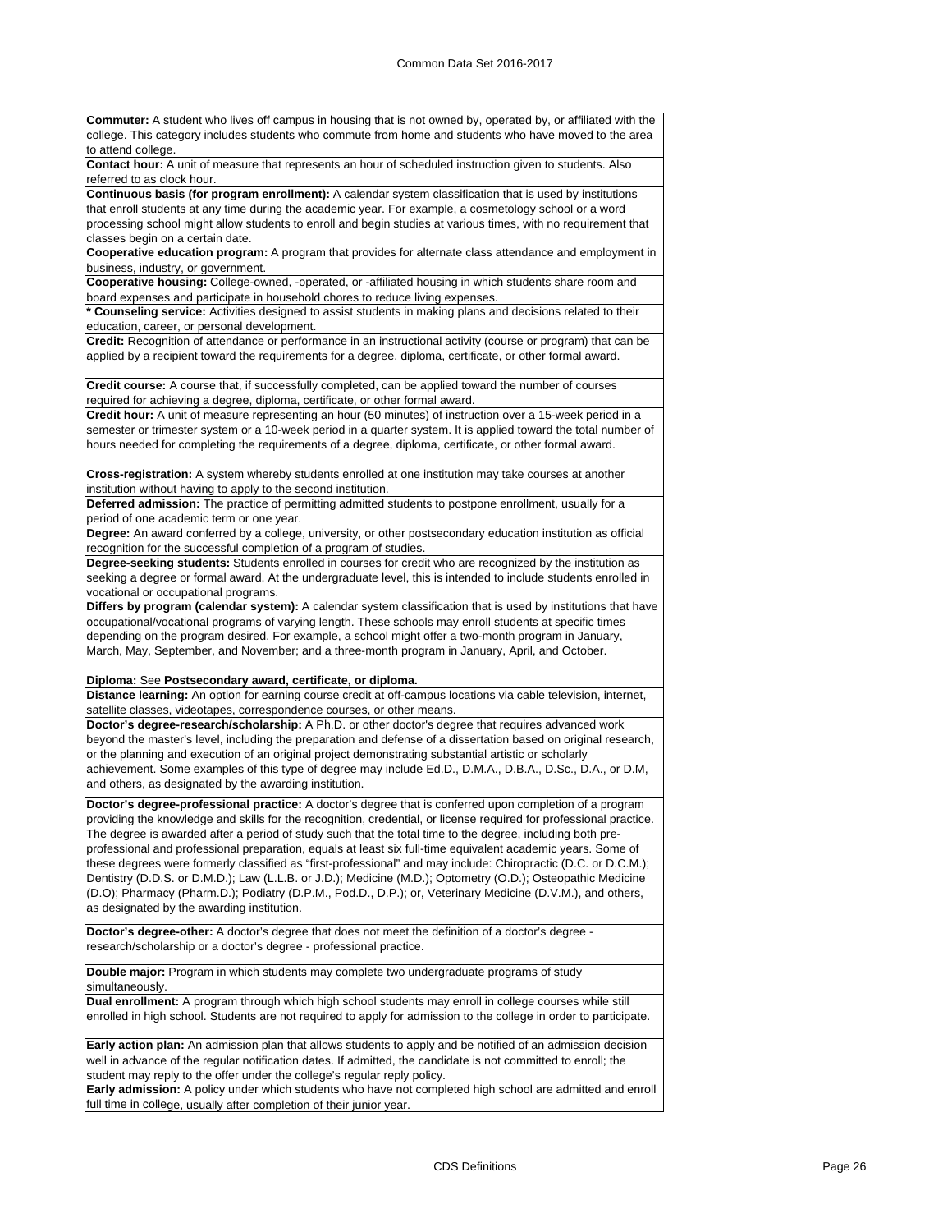**Commuter:** A student who lives off campus in housing that is not owned by, operated by, or affiliated with the college. This category includes students who commute from home and students who have moved to the area to attend college.

**Contact hour:** A unit of measure that represents an hour of scheduled instruction given to students. Also referred to as clock hour.

**Continuous basis (for program enrollment):** A calendar system classification that is used by institutions that enroll students at any time during the academic year. For example, a cosmetology school or a word processing school might allow students to enroll and begin studies at various times, with no requirement that classes begin on a certain date.

**Cooperative education program:** A program that provides for alternate class attendance and employment in business, industry, or government.

**Cooperative housing:** College-owned, -operated, or -affiliated housing in which students share room and board expenses and participate in household chores to reduce living expenses.

**\* Counseling service:** Activities designed to assist students in making plans and decisions related to their education, career, or personal development.

**Credit:** Recognition of attendance or performance in an instructional activity (course or program) that can be applied by a recipient toward the requirements for a degree, diploma, certificate, or other formal award.

**Credit course:** A course that, if successfully completed, can be applied toward the number of courses required for achieving a degree, diploma, certificate, or other formal award.

**Credit hour:** A unit of measure representing an hour (50 minutes) of instruction over a 15-week period in a semester or trimester system or a 10-week period in a quarter system. It is applied toward the total number of hours needed for completing the requirements of a degree, diploma, certificate, or other formal award.

**Cross-registration:** A system whereby students enrolled at one institution may take courses at another institution without having to apply to the second institution.

**Deferred admission:** The practice of permitting admitted students to postpone enrollment, usually for a period of one academic term or one year.

**Degree:** An award conferred by a college, university, or other postsecondary education institution as official recognition for the successful completion of a program of studies.

**Degree-seeking students:** Students enrolled in courses for credit who are recognized by the institution as seeking a degree or formal award. At the undergraduate level, this is intended to include students enrolled in vocational or occupational programs.

**Differs by program (calendar system):** A calendar system classification that is used by institutions that have occupational/vocational programs of varying length. These schools may enroll students at specific times depending on the program desired. For example, a school might offer a two-month program in January, March, May, September, and November; and a three-month program in January, April, and October.

**Diploma:** See **Postsecondary award, certificate, or diploma.**

**Distance learning:** An option for earning course credit at off-campus locations via cable television, internet, satellite classes, videotapes, correspondence courses, or other means.

**Doctor's degree-research/scholarship:** A Ph.D. or other doctor's degree that requires advanced work beyond the master's level, including the preparation and defense of a dissertation based on original research, or the planning and execution of an original project demonstrating substantial artistic or scholarly achievement. Some examples of this type of degree may include Ed.D., D.M.A., D.B.A., D.Sc., D.A., or D.M, and others, as designated by the awarding institution.

**Doctor's degree-professional practice:** A doctor's degree that is conferred upon completion of a program providing the knowledge and skills for the recognition, credential, or license required for professional practice. The degree is awarded after a period of study such that the total time to the degree, including both pre-professional and professional preparation, equals at least six full-time equivalent academic years. Some of these degrees were formerly classified as "first-professional" and may include: Chiropractic (D.C. or D.C.M.); Dentistry (D.D.S. or D.M.D.); Law (L.L.B. or J.D.); Medicine (M.D.); Optometry (O.D.); Osteopathic Medicine (D.O); Pharmacy (Pharm.D.); Podiatry (D.P.M., Pod.D., D.P.); or, Veterinary Medicine (D.V.M.), and others, as designated by the awarding institution.

**Doctor's degree-other:** A doctor's degree that does not meet the definition of a doctor's degree - research/scholarship or a doctor's degree - professional practice.

**Double major:** Program in which students may complete two undergraduate programs of study simultaneously.

**Dual enrollment:** A program through which high school students may enroll in college courses while still enrolled in high school. Students are not required to apply for admission to the college in order to participate.

**Early action plan:** An admission plan that allows students to apply and be notified of an admission decision well in advance of the regular notification dates. If admitted, the candidate is not committed to enroll; the student may reply to the offer under the college's regular reply policy.

**Early admission:** A policy under which students who have not completed high school are admitted and enroll full time in college, usually after completion of their junior year.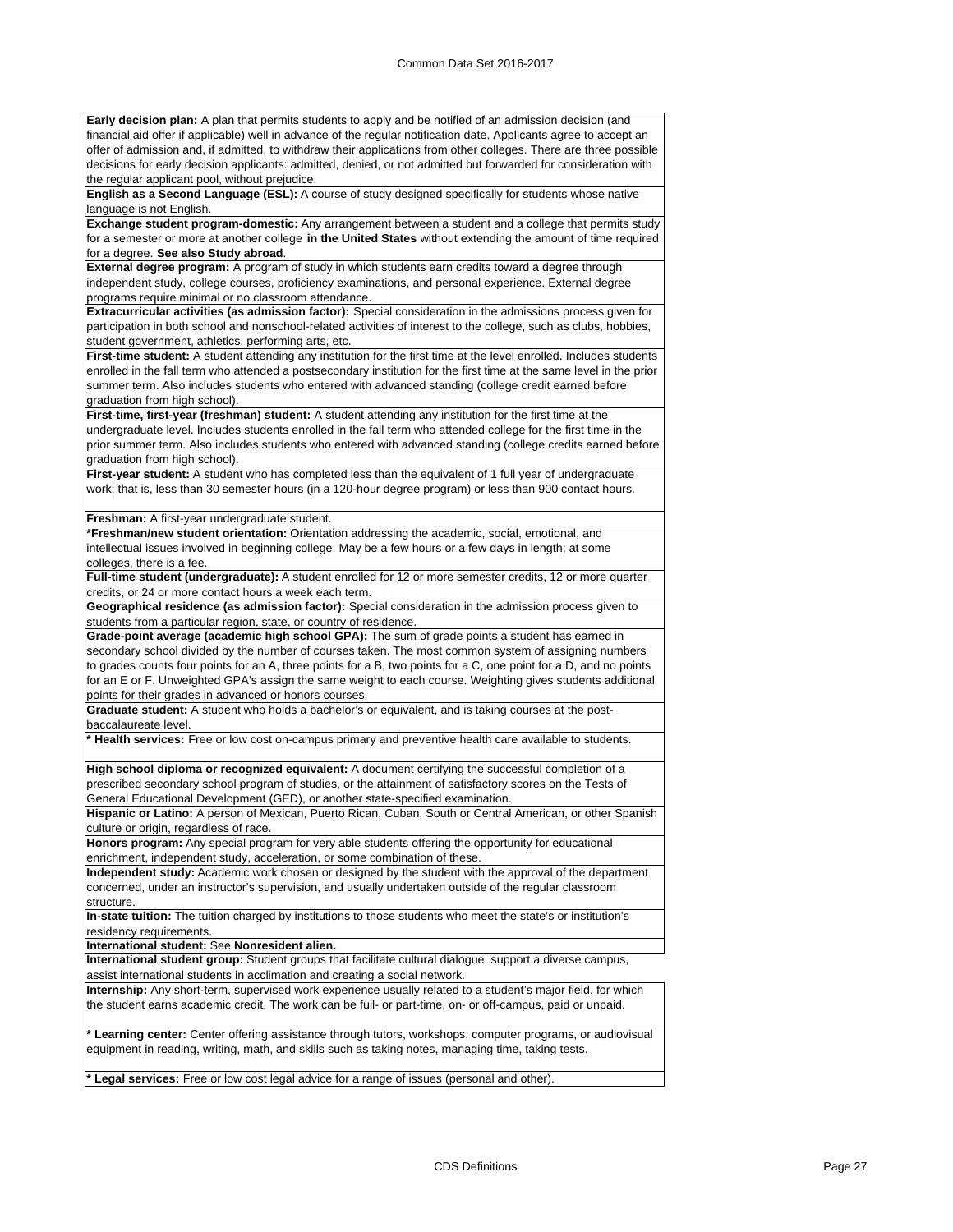**Early decision plan:** A plan that permits students to apply and be notified of an admission decision (and financial aid offer if applicable) well in advance of the regular notification date. Applicants agree to accept an offer of admission and, if admitted, to withdraw their applications from other colleges. There are three possible decisions for early decision applicants: admitted, denied, or not admitted but forwarded for consideration with the regular applicant pool, without prejudice.

**English as a Second Language (ESL):** A course of study designed specifically for students whose native language is not English.

**Exchange student program-domestic:** Any arrangement between a student and a college that permits study for a semester or more at another college **in the United States** without extending the amount of time required for a degree. **See also Study abroad**.

**External degree program:** A program of study in which students earn credits toward a degree through independent study, college courses, proficiency examinations, and personal experience. External degree programs require minimal or no classroom attendance.

**Extracurricular activities (as admission factor):** Special consideration in the admissions process given for participation in both school and nonschool-related activities of interest to the college, such as clubs, hobbies, student government, athletics, performing arts, etc.

**First-time student:** A student attending any institution for the first time at the level enrolled. Includes students enrolled in the fall term who attended a postsecondary institution for the first time at the same level in the prior summer term. Also includes students who entered with advanced standing (college credit earned before graduation from high school).

**First-time, first-year (freshman) student:** A student attending any institution for the first time at the undergraduate level. Includes students enrolled in the fall term who attended college for the first time in the prior summer term. Also includes students who entered with advanced standing (college credits earned before graduation from high school).

**First-year student:** A student who has completed less than the equivalent of 1 full year of undergraduate work; that is, less than 30 semester hours (in a 120-hour degree program) or less than 900 contact hours.

**Freshman:** A first-year undergraduate student.

**\*Freshman/new student orientation:** Orientation addressing the academic, social, emotional, and intellectual issues involved in beginning college. May be a few hours or a few days in length; at some colleges, there is a fee.

**Full-time student (undergraduate):** A student enrolled for 12 or more semester credits, 12 or more quarter credits, or 24 or more contact hours a week each term.

**Geographical residence (as admission factor):** Special consideration in the admission process given to students from a particular region, state, or country of residence.

**Grade-point average (academic high school GPA):** The sum of grade points a student has earned in secondary school divided by the number of courses taken. The most common system of assigning numbers to grades counts four points for an A, three points for a B, two points for a C, one point for a D, and no points for an E or F. Unweighted GPA's assign the same weight to each course. Weighting gives students additional points for their grades in advanced or honors courses.

**Graduate student:** A student who holds a bachelor's or equivalent, and is taking courses at the post-baccalaureate level.

**\* Health services:** Free or low cost on-campus primary and preventive health care available to students.

**High school diploma or recognized equivalent:** A document certifying the successful completion of a prescribed secondary school program of studies, or the attainment of satisfactory scores on the Tests of General Educational Development (GED), or another state-specified examination.

**Hispanic or Latino:** A person of Mexican, Puerto Rican, Cuban, South or Central American, or other Spanish culture or origin, regardless of race.

**Honors program:** Any special program for very able students offering the opportunity for educational enrichment, independent study, acceleration, or some combination of these.

**Independent study:** Academic work chosen or designed by the student with the approval of the department concerned, under an instructor's supervision, and usually undertaken outside of the regular classroom structure.

**In-state tuition:** The tuition charged by institutions to those students who meet the state's or institution's residency requirements.

**International student:** See **Nonresident alien.**

**International student group:** Student groups that facilitate cultural dialogue, support a diverse campus, assist international students in acclimation and creating a social network.

**Internship:** Any short-term, supervised work experience usually related to a student's major field, for which the student earns academic credit. The work can be full- or part-time, on- or off-campus, paid or unpaid.

**\* Learning center:** Center offering assistance through tutors, workshops, computer programs, or audiovisual equipment in reading, writing, math, and skills such as taking notes, managing time, taking tests.

**\* Legal services:** Free or low cost legal advice for a range of issues (personal and other).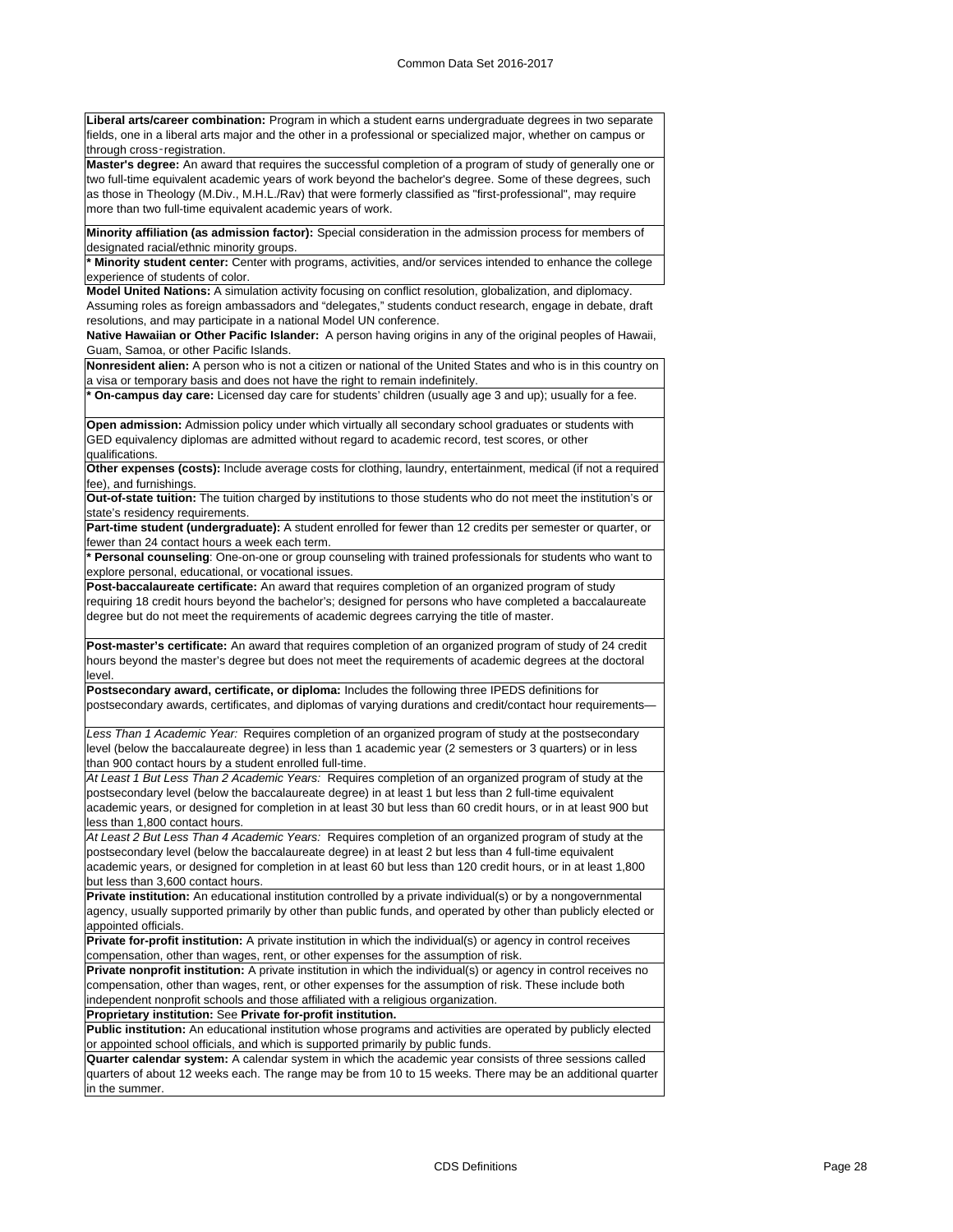**Liberal arts/career combination:** Program in which a student earns undergraduate degrees in two separate fields, one in a liberal arts major and the other in a professional or specialized major, whether on campus or through cross‑registration.

**Master's degree:** An award that requires the successful completion of a program of study of generally one or two full-time equivalent academic years of work beyond the bachelor's degree. Some of these degrees, such as those in Theology (M.Div., M.H.L./Rav) that were formerly classified as "first-professional", may require more than two full-time equivalent academic years of work.

**Minority affiliation (as admission factor):** Special consideration in the admission process for members of designated racial/ethnic minority groups.

**\* Minority student center:** Center with programs, activities, and/or services intended to enhance the college experience of students of color.

**Model United Nations:** A simulation activity focusing on conflict resolution, globalization, and diplomacy. Assuming roles as foreign ambassadors and "delegates," students conduct research, engage in debate, draft resolutions, and may participate in a national Model UN conference.

**Native Hawaiian or Other Pacific Islander:** A person having origins in any of the original peoples of Hawaii, Guam, Samoa, or other Pacific Islands.

**Nonresident alien:** A person who is not a citizen or national of the United States and who is in this country on a visa or temporary basis and does not have the right to remain indefinitely.

**\* On-campus day care:** Licensed day care for students' children (usually age 3 and up); usually for a fee.

**Open admission:** Admission policy under which virtually all secondary school graduates or students with GED equivalency diplomas are admitted without regard to academic record, test scores, or other qualifications.

**Other expenses (costs):** Include average costs for clothing, laundry, entertainment, medical (if not a required fee), and furnishings.

**Out-of-state tuition:** The tuition charged by institutions to those students who do not meet the institution's or state's residency requirements.

**Part-time student (undergraduate):** A student enrolled for fewer than 12 credits per semester or quarter, or fewer than 24 contact hours a week each term.

**\* Personal counseling**: One-on-one or group counseling with trained professionals for students who want to explore personal, educational, or vocational issues.

**Post-baccalaureate certificate:** An award that requires completion of an organized program of study requiring 18 credit hours beyond the bachelor's; designed for persons who have completed a baccalaureate degree but do not meet the requirements of academic degrees carrying the title of master.

**Post-master's certificate:** An award that requires completion of an organized program of study of 24 credit hours beyond the master's degree but does not meet the requirements of academic degrees at the doctoral level.

**Postsecondary award, certificate, or diploma:** Includes the following three IPEDS definitions for postsecondary awards, certificates, and diplomas of varying durations and credit/contact hour requirements—

*Less Than 1 Academic Year:* Requires completion of an organized program of study at the postsecondary level (below the baccalaureate degree) in less than 1 academic year (2 semesters or 3 quarters) or in less than 900 contact hours by a student enrolled full-time.

*At Least 1 But Less Than 2 Academic Years:* Requires completion of an organized program of study at the postsecondary level (below the baccalaureate degree) in at least 1 but less than 2 full-time equivalent academic years, or designed for completion in at least 30 but less than 60 credit hours, or in at least 900 but less than 1,800 contact hours.

*At Least 2 But Less Than 4 Academic Years:* Requires completion of an organized program of study at the postsecondary level (below the baccalaureate degree) in at least 2 but less than 4 full-time equivalent academic years, or designed for completion in at least 60 but less than 120 credit hours, or in at least 1,800 but less than 3,600 contact hours.

**Private institution:** An educational institution controlled by a private individual(s) or by a nongovernmental agency, usually supported primarily by other than public funds, and operated by other than publicly elected or appointed officials.

**Private for-profit institution:** A private institution in which the individual(s) or agency in control receives compensation, other than wages, rent, or other expenses for the assumption of risk.

**Private nonprofit institution:** A private institution in which the individual(s) or agency in control receives no compensation, other than wages, rent, or other expenses for the assumption of risk. These include both independent nonprofit schools and those affiliated with a religious organization.

**Proprietary institution:** See **Private for-profit institution.**

**Public institution:** An educational institution whose programs and activities are operated by publicly elected or appointed school officials, and which is supported primarily by public funds.

**Quarter calendar system:** A calendar system in which the academic year consists of three sessions called quarters of about 12 weeks each. The range may be from 10 to 15 weeks. There may be an additional quarter in the summer.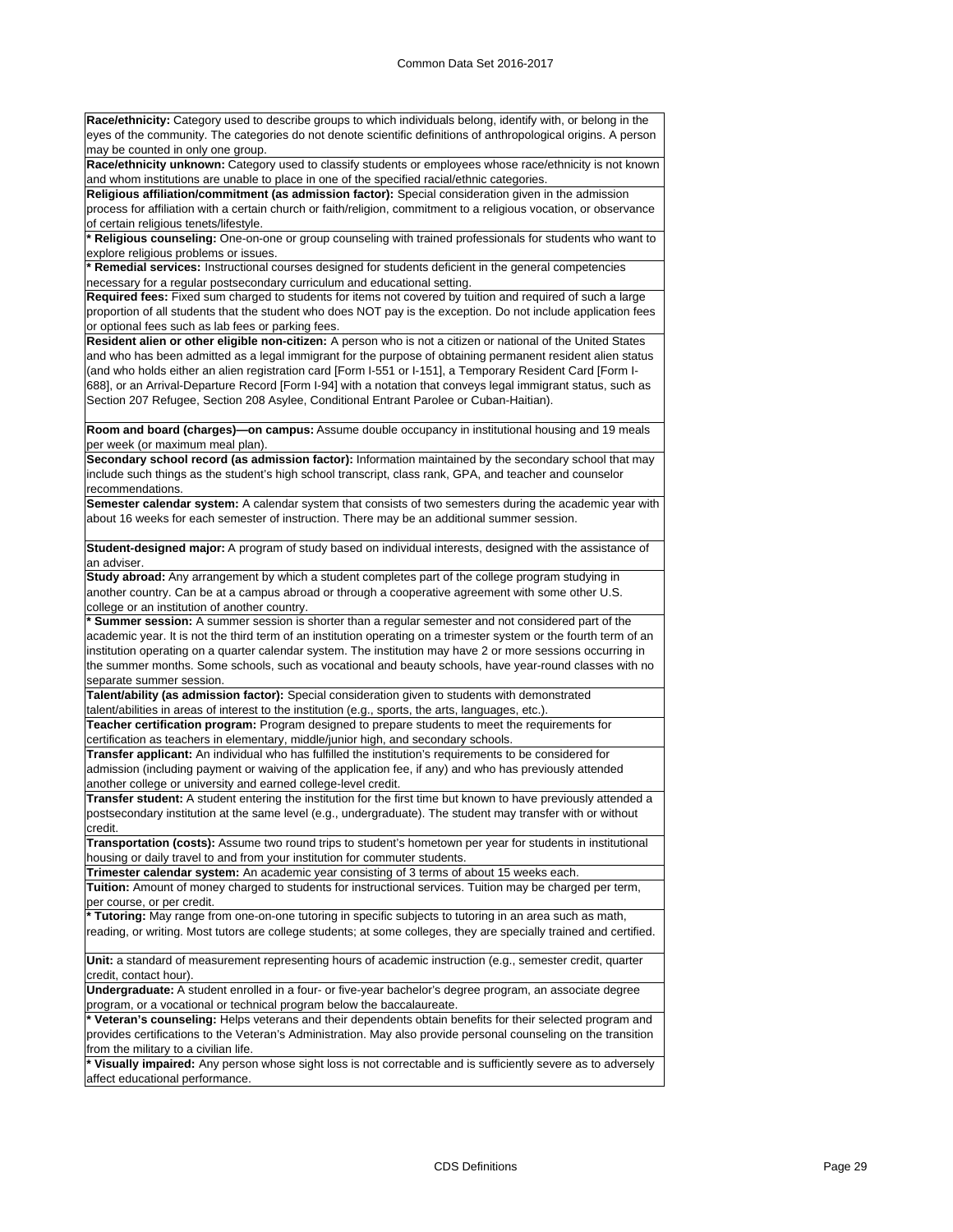**Race/ethnicity:** Category used to describe groups to which individuals belong, identify with, or belong in the eyes of the community. The categories do not denote scientific definitions of anthropological origins. A person may be counted in only one group.

**Race/ethnicity unknown:** Category used to classify students or employees whose race/ethnicity is not known and whom institutions are unable to place in one of the specified racial/ethnic categories.

**Religious affiliation/commitment (as admission factor):** Special consideration given in the admission process for affiliation with a certain church or faith/religion, commitment to a religious vocation, or observance of certain religious tenets/lifestyle.

*** Religious counseling:** One-on-one or group counseling with trained professionals for students who want to explore religious problems or issues.

*** Remedial services:** Instructional courses designed for students deficient in the general competencies necessary for a regular postsecondary curriculum and educational setting.

**Required fees:** Fixed sum charged to students for items not covered by tuition and required of such a large proportion of all students that the student who does NOT pay is the exception. Do not include application fees or optional fees such as lab fees or parking fees.

**Resident alien or other eligible non-citizen:** A person who is not a citizen or national of the United States and who has been admitted as a legal immigrant for the purpose of obtaining permanent resident alien status (and who holds either an alien registration card [Form I-551 or I-151], a Temporary Resident Card [Form I-688], or an Arrival-Departure Record [Form I-94] with a notation that conveys legal immigrant status, such as Section 207 Refugee, Section 208 Asylee, Conditional Entrant Parolee or Cuban-Haitian).

**Room and board (charges)—on campus:** Assume double occupancy in institutional housing and 19 meals per week (or maximum meal plan).

**Secondary school record (as admission factor):** Information maintained by the secondary school that may include such things as the student's high school transcript, class rank, GPA, and teacher and counselor recommendations.

**Semester calendar system:** A calendar system that consists of two semesters during the academic year with about 16 weeks for each semester of instruction. There may be an additional summer session.

**Student-designed major:** A program of study based on individual interests, designed with the assistance of an adviser.

**Study abroad:** Any arrangement by which a student completes part of the college program studying in another country. Can be at a campus abroad or through a cooperative agreement with some other U.S. college or an institution of another country.

*** Summer session:** A summer session is shorter than a regular semester and not considered part of the academic year. It is not the third term of an institution operating on a trimester system or the fourth term of an institution operating on a quarter calendar system. The institution may have 2 or more sessions occurring in the summer months. Some schools, such as vocational and beauty schools, have year-round classes with no separate summer session.

**Talent/ability (as admission factor):** Special consideration given to students with demonstrated talent/abilities in areas of interest to the institution (e.g., sports, the arts, languages, etc.).

**Teacher certification program:** Program designed to prepare students to meet the requirements for certification as teachers in elementary, middle/junior high, and secondary schools.

**Transfer applicant:** An individual who has fulfilled the institution's requirements to be considered for admission (including payment or waiving of the application fee, if any) and who has previously attended another college or university and earned college-level credit.

**Transfer student:** A student entering the institution for the first time but known to have previously attended a postsecondary institution at the same level (e.g., undergraduate). The student may transfer with or without credit.

**Transportation (costs):** Assume two round trips to student's hometown per year for students in institutional housing or daily travel to and from your institution for commuter students.

**Trimester calendar system:** An academic year consisting of 3 terms of about 15 weeks each.

**Tuition:** Amount of money charged to students for instructional services. Tuition may be charged per term, per course, or per credit.

*** Tutoring:** May range from one-on-one tutoring in specific subjects to tutoring in an area such as math, reading, or writing. Most tutors are college students; at some colleges, they are specially trained and certified.

**Unit:** a standard of measurement representing hours of academic instruction (e.g., semester credit, quarter credit, contact hour).

**Undergraduate:** A student enrolled in a four- or five-year bachelor's degree program, an associate degree program, or a vocational or technical program below the baccalaureate.

*** Veteran's counseling:** Helps veterans and their dependents obtain benefits for their selected program and provides certifications to the Veteran's Administration. May also provide personal counseling on the transition from the military to a civilian life.

*** Visually impaired:** Any person whose sight loss is not correctable and is sufficiently severe as to adversely affect educational performance.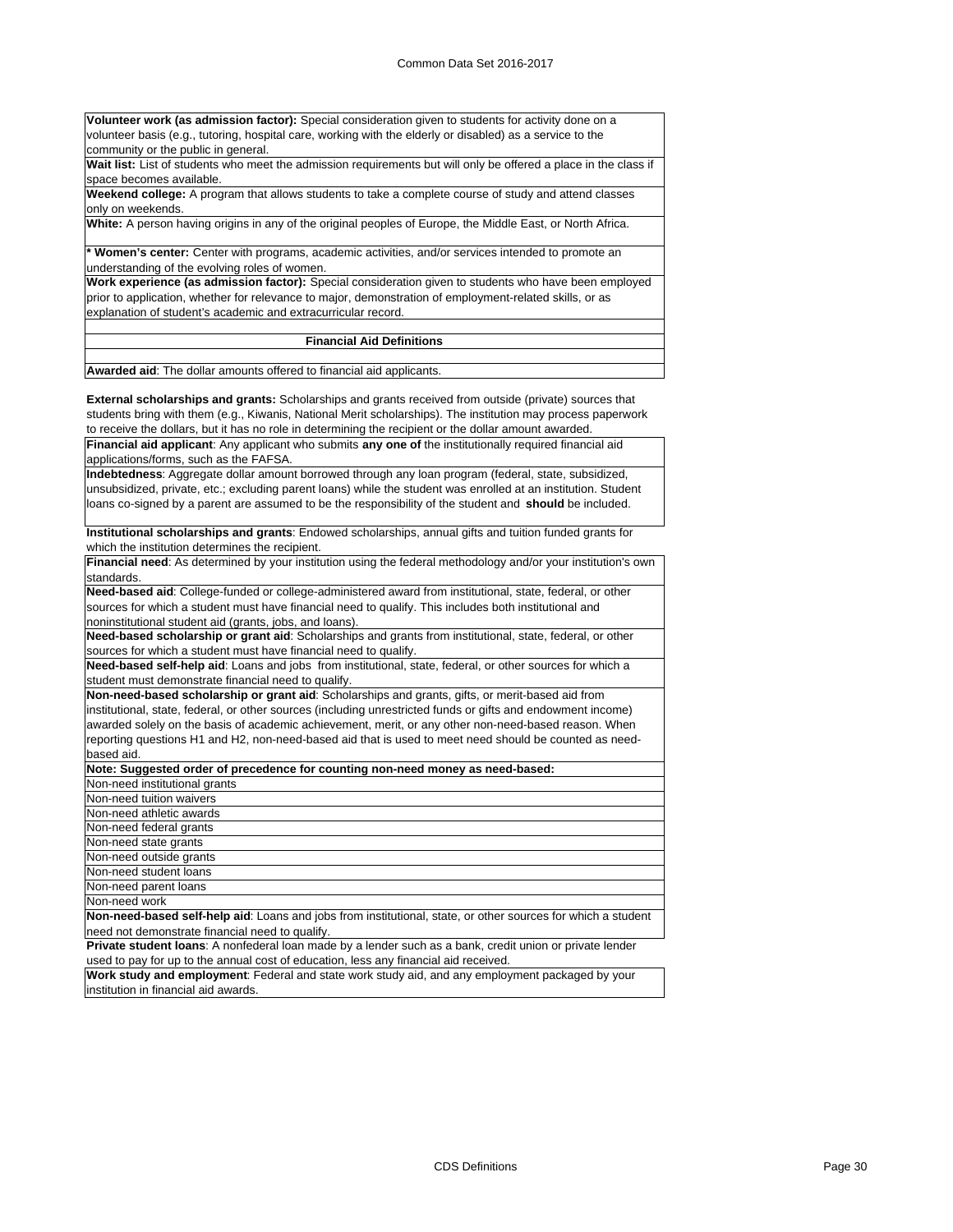**Volunteer work (as admission factor):** Special consideration given to students for activity done on a volunteer basis (e.g., tutoring, hospital care, working with the elderly or disabled) as a service to the community or the public in general.

**Wait list:** List of students who meet the admission requirements but will only be offered a place in the class if space becomes available.

**Weekend college:** A program that allows students to take a complete course of study and attend classes only on weekends.

**White:** A person having origins in any of the original peoples of Europe, the Middle East, or North Africa.

**\* Women's center:** Center with programs, academic activities, and/or services intended to promote an understanding of the evolving roles of women.

**Work experience (as admission factor):** Special consideration given to students who have been employed prior to application, whether for relevance to major, demonstration of employment-related skills, or as explanation of student's academic and extracurricular record.

## Financial Aid Definitions

**Awarded aid**: The dollar amounts offered to financial aid applicants.

**External scholarships and grants:** Scholarships and grants received from outside (private) sources that students bring with them (e.g., Kiwanis, National Merit scholarships). The institution may process paperwork to receive the dollars, but it has no role in determining the recipient or the dollar amount awarded.

**Financial aid applicant**: Any applicant who submits **any one of** the institutionally required financial aid applications/forms, such as the FAFSA.

**Indebtedness**: Aggregate dollar amount borrowed through any loan program (federal, state, subsidized, unsubsidized, private, etc.; excluding parent loans) while the student was enrolled at an institution. Student loans co-signed by a parent are assumed to be the responsibility of the student and **should** be included.

**Institutional scholarships and grants**: Endowed scholarships, annual gifts and tuition funded grants for which the institution determines the recipient.

**Financial need**: As determined by your institution using the federal methodology and/or your institution's own standards.

**Need-based aid**: College-funded or college-administered award from institutional, state, federal, or other sources for which a student must have financial need to qualify. This includes both institutional and noninstitutional student aid (grants, jobs, and loans).

**Need-based scholarship or grant aid**: Scholarships and grants from institutional, state, federal, or other sources for which a student must have financial need to qualify.

**Need-based self-help aid**: Loans and jobs from institutional, state, federal, or other sources for which a student must demonstrate financial need to qualify.

**Non-need-based scholarship or grant aid**: Scholarships and grants, gifts, or merit-based aid from institutional, state, federal, or other sources (including unrestricted funds or gifts and endowment income) awarded solely on the basis of academic achievement, merit, or any other non-need-based reason. When reporting questions H1 and H2, non-need-based aid that is used to meet need should be counted as need-based aid.

**Note: Suggested order of precedence for counting non-need money as need-based:**

- Non-need institutional grants
- Non-need tuition waivers
- Non-need athletic awards
- Non-need federal grants
- Non-need state grants
- Non-need outside grants
- Non-need student loans
- Non-need parent loans
- Non-need work

**Non-need-based self-help aid**: Loans and jobs from institutional, state, or other sources for which a student need not demonstrate financial need to qualify.

**Private student loans**: A nonfederal loan made by a lender such as a bank, credit union or private lender used to pay for up to the annual cost of education, less any financial aid received.

**Work study and employment**: Federal and state work study aid, and any employment packaged by your institution in financial aid awards.